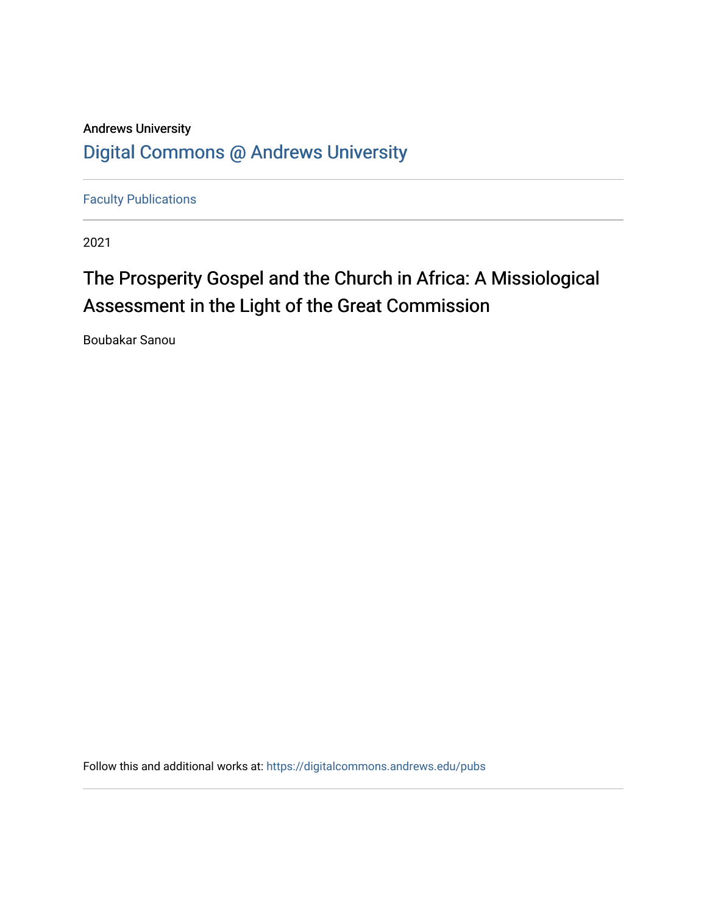Andrews University

Digital Commons @ Andrews University

Faculty Publications

2021

# The Prosperity Gospel and the Church in Africa: A Missiological Assessment in the Light of the Great Commission

Boubakar Sanou

Follow this and additional works at: https://digitalcommons.andrews.edu/pubs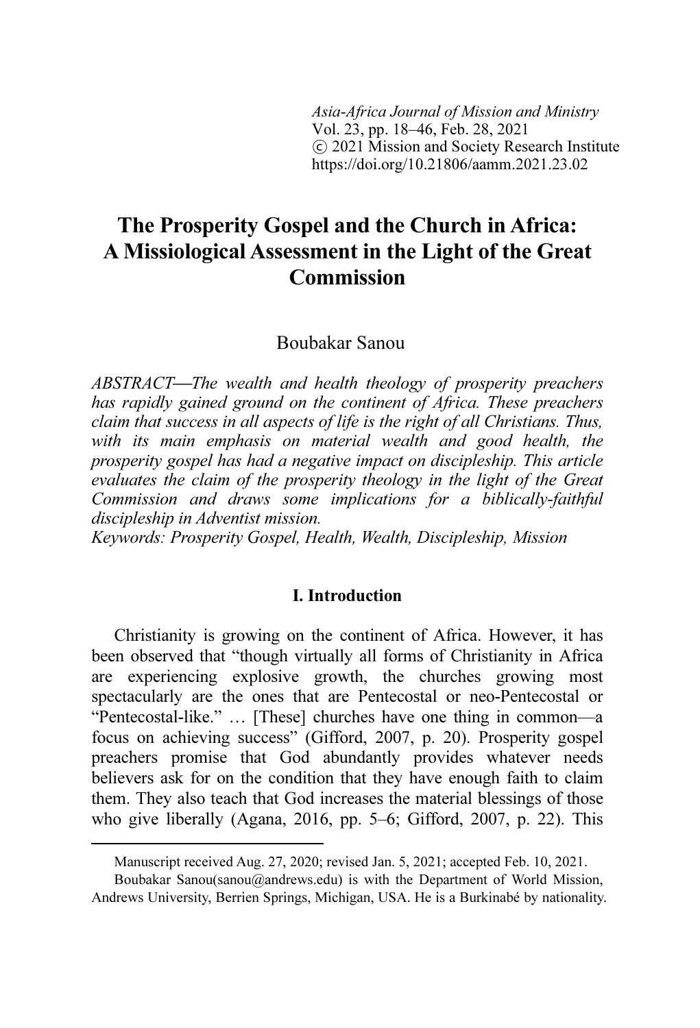*Asia-Africa Journal of Mission and Ministry*
Vol. 23, pp. 18–46, Feb. 28, 2021
ⓒ 2021 Mission and Society Research Institute
https://doi.org/10.21806/aamm.2021.23.02

# The Prosperity Gospel and the Church in Africa: A Missiological Assessment in the Light of the Great Commission

Boubakar Sanou

*ABSTRACT—The wealth and health theology of prosperity preachers has rapidly gained ground on the continent of Africa. These preachers claim that success in all aspects of life is the right of all Christians. Thus, with its main emphasis on material wealth and good health, the prosperity gospel has had a negative impact on discipleship. This article evaluates the claim of the prosperity theology in the light of the Great Commission and draws some implications for a biblically-faithful discipleship in Adventist mission.*

*Keywords: Prosperity Gospel, Health, Wealth, Discipleship, Mission*

## I. Introduction

Christianity is growing on the continent of Africa. However, it has been observed that "though virtually all forms of Christianity in Africa are experiencing explosive growth, the churches growing most spectacularly are the ones that are Pentecostal or neo-Pentecostal or "Pentecostal-like." … [These] churches have one thing in common—a focus on achieving success" (Gifford, 2007, p. 20). Prosperity gospel preachers promise that God abundantly provides whatever needs believers ask for on the condition that they have enough faith to claim them. They also teach that God increases the material blessings of those who give liberally (Agana, 2016, pp. 5–6; Gifford, 2007, p. 22). This

Manuscript received Aug. 27, 2020; revised Jan. 5, 2021; accepted Feb. 10, 2021.

Boubakar Sanou(sanou@andrews.edu) is with the Department of World Mission, Andrews University, Berrien Springs, Michigan, USA. He is a Burkinabé by nationality.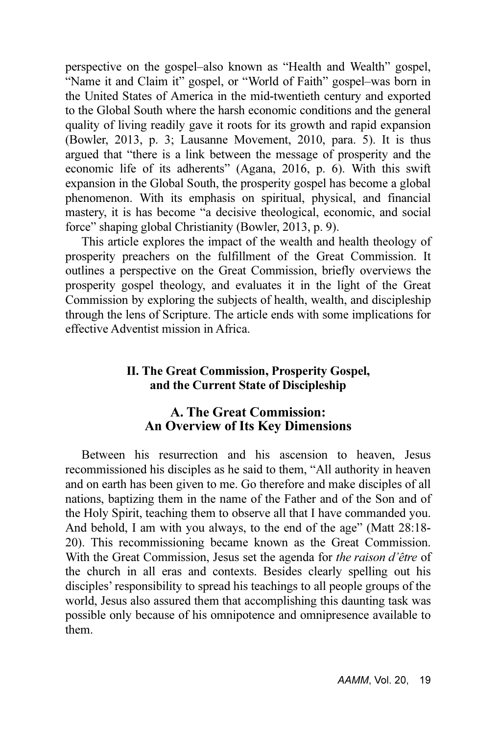perspective on the gospel–also known as "Health and Wealth" gospel, "Name it and Claim it" gospel, or "World of Faith" gospel–was born in the United States of America in the mid-twentieth century and exported to the Global South where the harsh economic conditions and the general quality of living readily gave it roots for its growth and rapid expansion (Bowler, 2013, p. 3; Lausanne Movement, 2010, para. 5). It is thus argued that "there is a link between the message of prosperity and the economic life of its adherents" (Agana, 2016, p. 6). With this swift expansion in the Global South, the prosperity gospel has become a global phenomenon. With its emphasis on spiritual, physical, and financial mastery, it is has become "a decisive theological, economic, and social force" shaping global Christianity (Bowler, 2013, p. 9).

This article explores the impact of the wealth and health theology of prosperity preachers on the fulfillment of the Great Commission. It outlines a perspective on the Great Commission, briefly overviews the prosperity gospel theology, and evaluates it in the light of the Great Commission by exploring the subjects of health, wealth, and discipleship through the lens of Scripture. The article ends with some implications for effective Adventist mission in Africa.

## II. The Great Commission, Prosperity Gospel, and the Current State of Discipleship

### A. The Great Commission: An Overview of Its Key Dimensions

Between his resurrection and his ascension to heaven, Jesus recommissioned his disciples as he said to them, "All authority in heaven and on earth has been given to me. Go therefore and make disciples of all nations, baptizing them in the name of the Father and of the Son and of the Holy Spirit, teaching them to observe all that I have commanded you. And behold, I am with you always, to the end of the age" (Matt 28:18-20). This recommissioning became known as the Great Commission. With the Great Commission, Jesus set the agenda for *the raison d'être* of the church in all eras and contexts. Besides clearly spelling out his disciples' responsibility to spread his teachings to all people groups of the world, Jesus also assured them that accomplishing this daunting task was possible only because of his omnipotence and omnipresence available to them.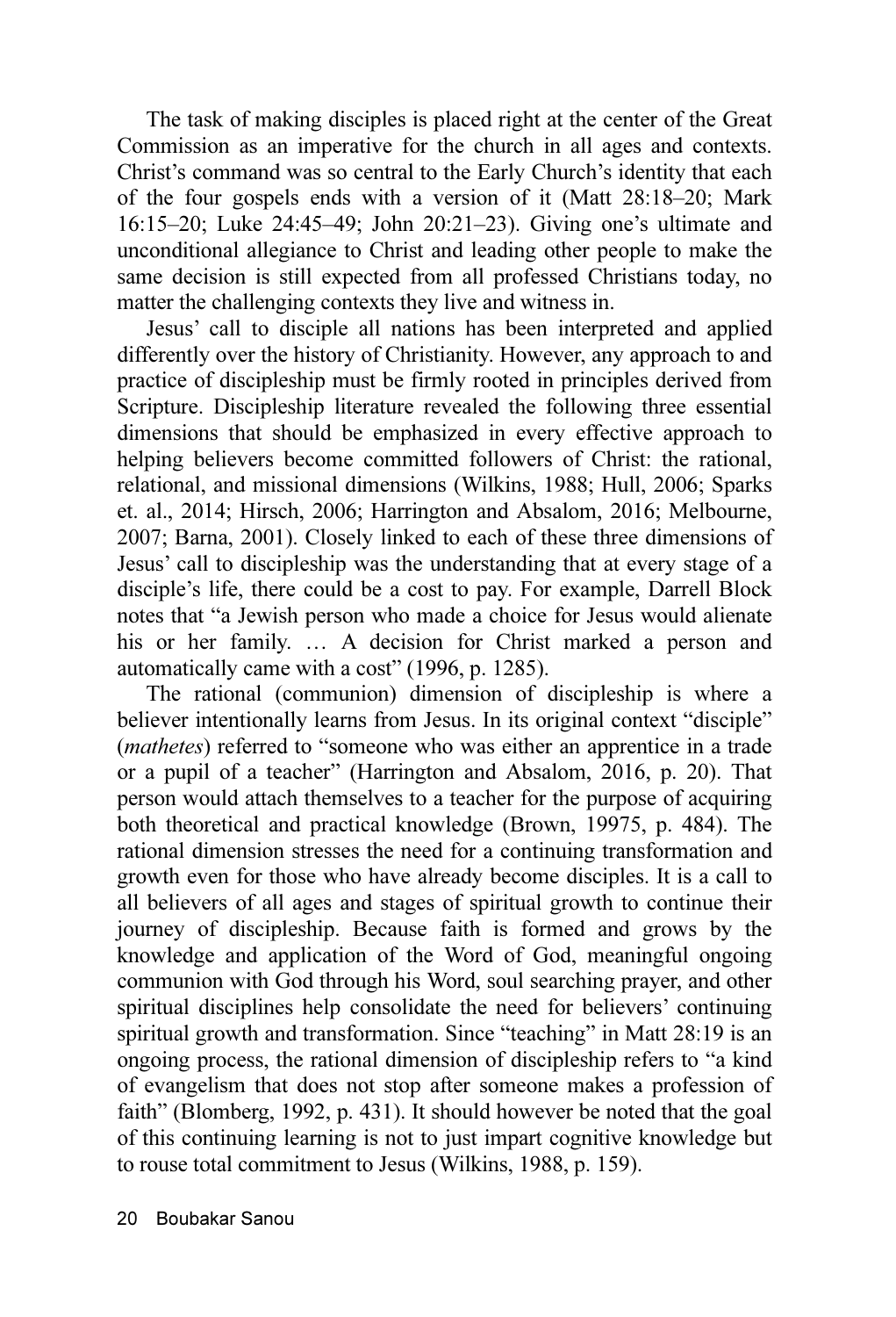The task of making disciples is placed right at the center of the Great Commission as an imperative for the church in all ages and contexts. Christ's command was so central to the Early Church's identity that each of the four gospels ends with a version of it (Matt 28:18–20; Mark 16:15–20; Luke 24:45–49; John 20:21–23). Giving one's ultimate and unconditional allegiance to Christ and leading other people to make the same decision is still expected from all professed Christians today, no matter the challenging contexts they live and witness in.

Jesus' call to disciple all nations has been interpreted and applied differently over the history of Christianity. However, any approach to and practice of discipleship must be firmly rooted in principles derived from Scripture. Discipleship literature revealed the following three essential dimensions that should be emphasized in every effective approach to helping believers become committed followers of Christ: the rational, relational, and missional dimensions (Wilkins, 1988; Hull, 2006; Sparks et. al., 2014; Hirsch, 2006; Harrington and Absalom, 2016; Melbourne, 2007; Barna, 2001). Closely linked to each of these three dimensions of Jesus' call to discipleship was the understanding that at every stage of a disciple's life, there could be a cost to pay. For example, Darrell Block notes that "a Jewish person who made a choice for Jesus would alienate his or her family. … A decision for Christ marked a person and automatically came with a cost" (1996, p. 1285).

The rational (communion) dimension of discipleship is where a believer intentionally learns from Jesus. In its original context "disciple" (*mathetes*) referred to "someone who was either an apprentice in a trade or a pupil of a teacher" (Harrington and Absalom, 2016, p. 20). That person would attach themselves to a teacher for the purpose of acquiring both theoretical and practical knowledge (Brown, 19975, p. 484). The rational dimension stresses the need for a continuing transformation and growth even for those who have already become disciples. It is a call to all believers of all ages and stages of spiritual growth to continue their journey of discipleship. Because faith is formed and grows by the knowledge and application of the Word of God, meaningful ongoing communion with God through his Word, soul searching prayer, and other spiritual disciplines help consolidate the need for believers' continuing spiritual growth and transformation. Since "teaching" in Matt 28:19 is an ongoing process, the rational dimension of discipleship refers to "a kind of evangelism that does not stop after someone makes a profession of faith" (Blomberg, 1992, p. 431). It should however be noted that the goal of this continuing learning is not to just impart cognitive knowledge but to rouse total commitment to Jesus (Wilkins, 1988, p. 159).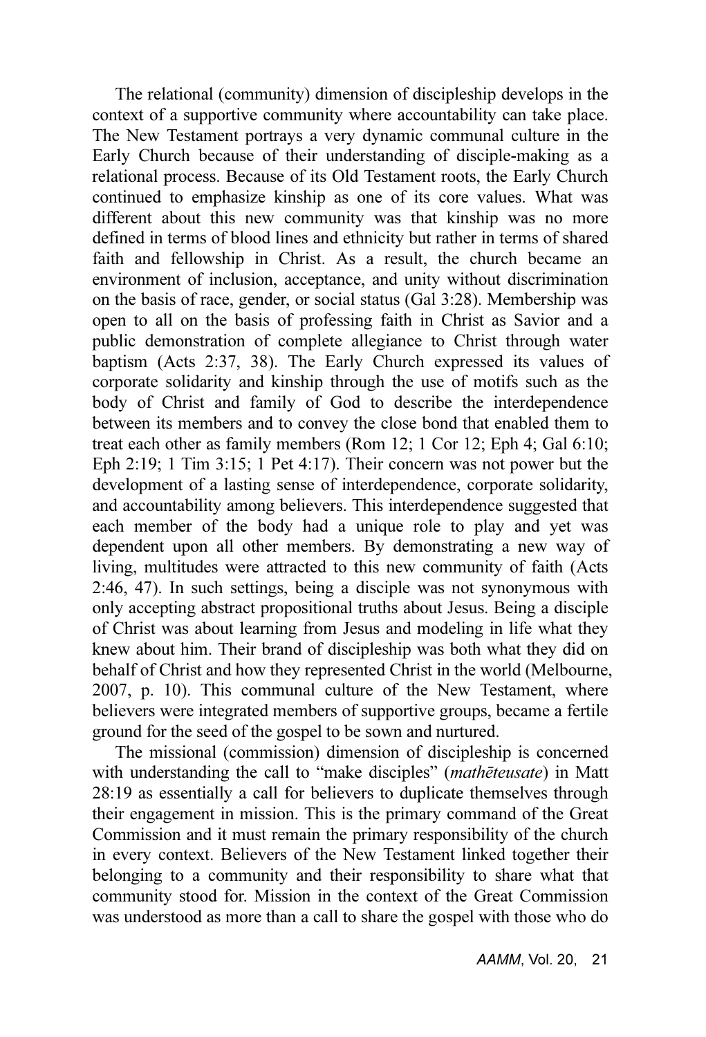The relational (community) dimension of discipleship develops in the context of a supportive community where accountability can take place. The New Testament portrays a very dynamic communal culture in the Early Church because of their understanding of disciple-making as a relational process. Because of its Old Testament roots, the Early Church continued to emphasize kinship as one of its core values. What was different about this new community was that kinship was no more defined in terms of blood lines and ethnicity but rather in terms of shared faith and fellowship in Christ. As a result, the church became an environment of inclusion, acceptance, and unity without discrimination on the basis of race, gender, or social status (Gal 3:28). Membership was open to all on the basis of professing faith in Christ as Savior and a public demonstration of complete allegiance to Christ through water baptism (Acts 2:37, 38). The Early Church expressed its values of corporate solidarity and kinship through the use of motifs such as the body of Christ and family of God to describe the interdependence between its members and to convey the close bond that enabled them to treat each other as family members (Rom 12; 1 Cor 12; Eph 4; Gal 6:10; Eph 2:19; 1 Tim 3:15; 1 Pet 4:17). Their concern was not power but the development of a lasting sense of interdependence, corporate solidarity, and accountability among believers. This interdependence suggested that each member of the body had a unique role to play and yet was dependent upon all other members. By demonstrating a new way of living, multitudes were attracted to this new community of faith (Acts 2:46, 47). In such settings, being a disciple was not synonymous with only accepting abstract propositional truths about Jesus. Being a disciple of Christ was about learning from Jesus and modeling in life what they knew about him. Their brand of discipleship was both what they did on behalf of Christ and how they represented Christ in the world (Melbourne, 2007, p. 10). This communal culture of the New Testament, where believers were integrated members of supportive groups, became a fertile ground for the seed of the gospel to be sown and nurtured.

The missional (commission) dimension of discipleship is concerned with understanding the call to "make disciples" (*mathēteusate*) in Matt 28:19 as essentially a call for believers to duplicate themselves through their engagement in mission. This is the primary command of the Great Commission and it must remain the primary responsibility of the church in every context. Believers of the New Testament linked together their belonging to a community and their responsibility to share what that community stood for. Mission in the context of the Great Commission was understood as more than a call to share the gospel with those who do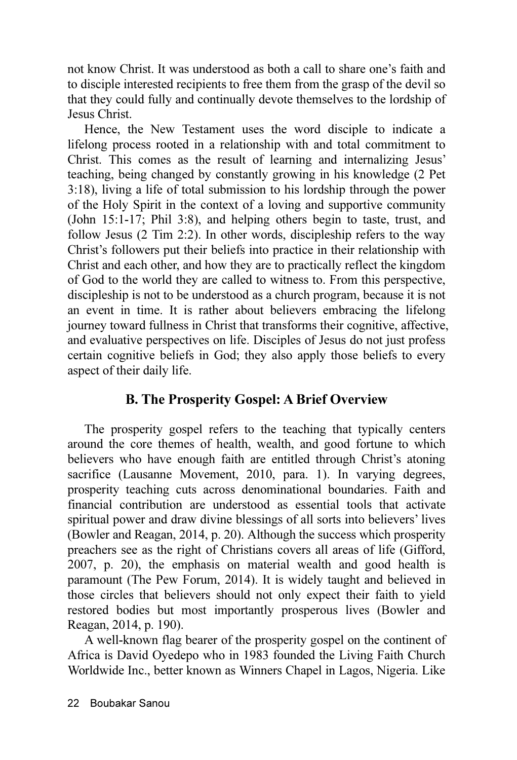not know Christ. It was understood as both a call to share one's faith and to disciple interested recipients to free them from the grasp of the devil so that they could fully and continually devote themselves to the lordship of Jesus Christ.

Hence, the New Testament uses the word disciple to indicate a lifelong process rooted in a relationship with and total commitment to Christ. This comes as the result of learning and internalizing Jesus' teaching, being changed by constantly growing in his knowledge (2 Pet 3:18), living a life of total submission to his lordship through the power of the Holy Spirit in the context of a loving and supportive community (John 15:1-17; Phil 3:8), and helping others begin to taste, trust, and follow Jesus (2 Tim 2:2). In other words, discipleship refers to the way Christ's followers put their beliefs into practice in their relationship with Christ and each other, and how they are to practically reflect the kingdom of God to the world they are called to witness to. From this perspective, discipleship is not to be understood as a church program, because it is not an event in time. It is rather about believers embracing the lifelong journey toward fullness in Christ that transforms their cognitive, affective, and evaluative perspectives on life. Disciples of Jesus do not just profess certain cognitive beliefs in God; they also apply those beliefs to every aspect of their daily life.

## B. The Prosperity Gospel: A Brief Overview

The prosperity gospel refers to the teaching that typically centers around the core themes of health, wealth, and good fortune to which believers who have enough faith are entitled through Christ's atoning sacrifice (Lausanne Movement, 2010, para. 1). In varying degrees, prosperity teaching cuts across denominational boundaries. Faith and financial contribution are understood as essential tools that activate spiritual power and draw divine blessings of all sorts into believers' lives (Bowler and Reagan, 2014, p. 20). Although the success which prosperity preachers see as the right of Christians covers all areas of life (Gifford, 2007, p. 20), the emphasis on material wealth and good health is paramount (The Pew Forum, 2014). It is widely taught and believed in those circles that believers should not only expect their faith to yield restored bodies but most importantly prosperous lives (Bowler and Reagan, 2014, p. 190).

A well-known flag bearer of the prosperity gospel on the continent of Africa is David Oyedepo who in 1983 founded the Living Faith Church Worldwide Inc., better known as Winners Chapel in Lagos, Nigeria. Like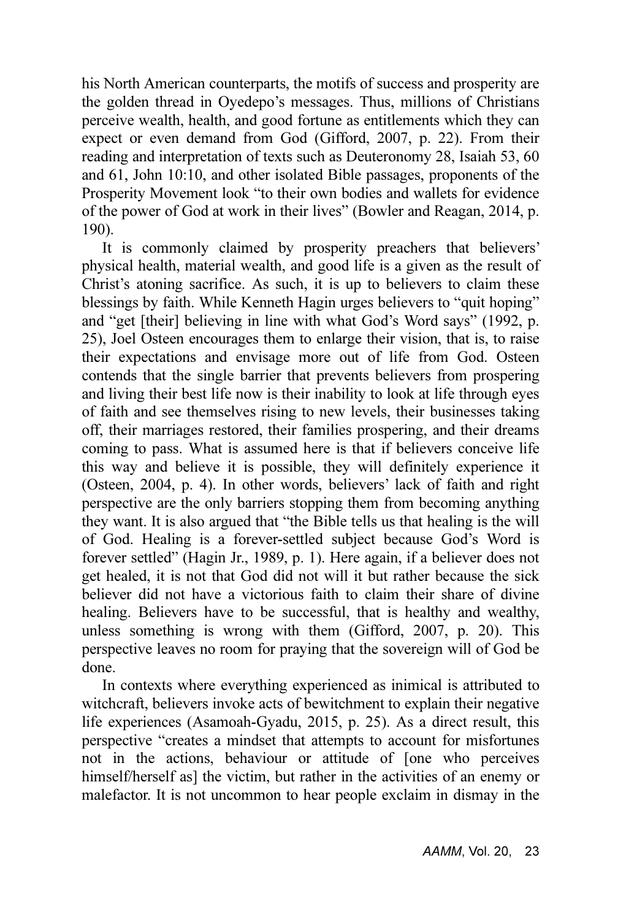his North American counterparts, the motifs of success and prosperity are the golden thread in Oyedepo's messages. Thus, millions of Christians perceive wealth, health, and good fortune as entitlements which they can expect or even demand from God (Gifford, 2007, p. 22). From their reading and interpretation of texts such as Deuteronomy 28, Isaiah 53, 60 and 61, John 10:10, and other isolated Bible passages, proponents of the Prosperity Movement look "to their own bodies and wallets for evidence of the power of God at work in their lives" (Bowler and Reagan, 2014, p. 190).

It is commonly claimed by prosperity preachers that believers' physical health, material wealth, and good life is a given as the result of Christ's atoning sacrifice. As such, it is up to believers to claim these blessings by faith. While Kenneth Hagin urges believers to "quit hoping" and "get [their] believing in line with what God's Word says" (1992, p. 25), Joel Osteen encourages them to enlarge their vision, that is, to raise their expectations and envisage more out of life from God. Osteen contends that the single barrier that prevents believers from prospering and living their best life now is their inability to look at life through eyes of faith and see themselves rising to new levels, their businesses taking off, their marriages restored, their families prospering, and their dreams coming to pass. What is assumed here is that if believers conceive life this way and believe it is possible, they will definitely experience it (Osteen, 2004, p. 4). In other words, believers' lack of faith and right perspective are the only barriers stopping them from becoming anything they want. It is also argued that "the Bible tells us that healing is the will of God. Healing is a forever-settled subject because God's Word is forever settled" (Hagin Jr., 1989, p. 1). Here again, if a believer does not get healed, it is not that God did not will it but rather because the sick believer did not have a victorious faith to claim their share of divine healing. Believers have to be successful, that is healthy and wealthy, unless something is wrong with them (Gifford, 2007, p. 20). This perspective leaves no room for praying that the sovereign will of God be done.

In contexts where everything experienced as inimical is attributed to witchcraft, believers invoke acts of bewitchment to explain their negative life experiences (Asamoah-Gyadu, 2015, p. 25). As a direct result, this perspective "creates a mindset that attempts to account for misfortunes not in the actions, behaviour or attitude of [one who perceives himself/herself as] the victim, but rather in the activities of an enemy or malefactor. It is not uncommon to hear people exclaim in dismay in the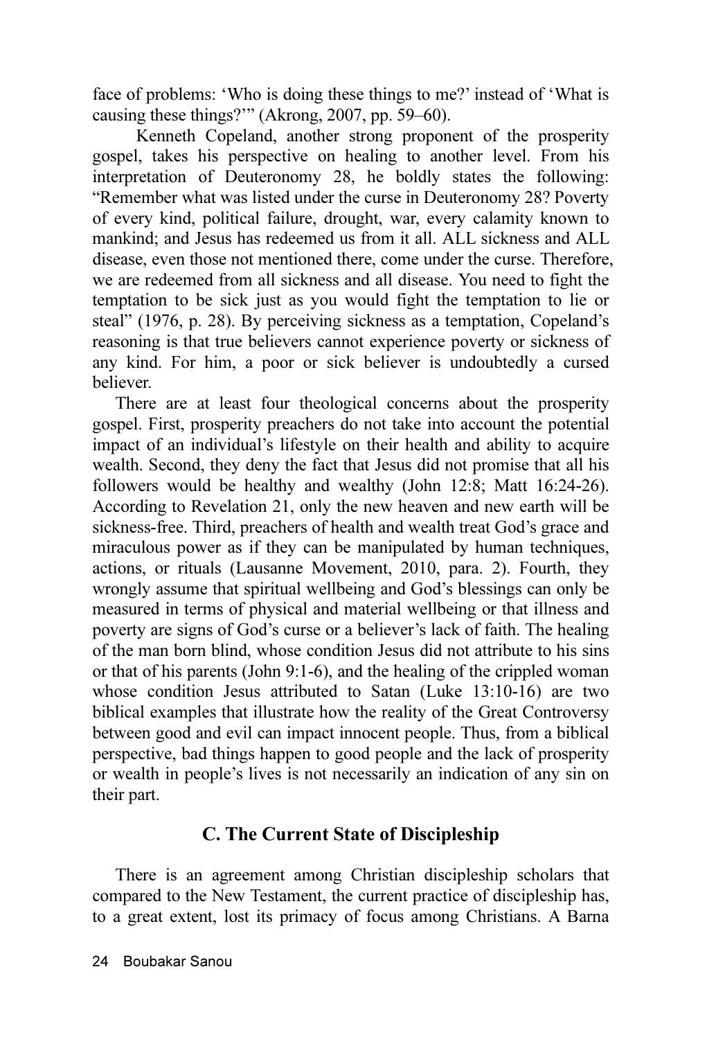face of problems: 'Who is doing these things to me?' instead of 'What is causing these things?'" (Akrong, 2007, pp. 59–60).

Kenneth Copeland, another strong proponent of the prosperity gospel, takes his perspective on healing to another level. From his interpretation of Deuteronomy 28, he boldly states the following: "Remember what was listed under the curse in Deuteronomy 28? Poverty of every kind, political failure, drought, war, every calamity known to mankind; and Jesus has redeemed us from it all. ALL sickness and ALL disease, even those not mentioned there, come under the curse. Therefore, we are redeemed from all sickness and all disease. You need to fight the temptation to be sick just as you would fight the temptation to lie or steal" (1976, p. 28). By perceiving sickness as a temptation, Copeland's reasoning is that true believers cannot experience poverty or sickness of any kind. For him, a poor or sick believer is undoubtedly a cursed believer.

There are at least four theological concerns about the prosperity gospel. First, prosperity preachers do not take into account the potential impact of an individual's lifestyle on their health and ability to acquire wealth. Second, they deny the fact that Jesus did not promise that all his followers would be healthy and wealthy (John 12:8; Matt 16:24-26). According to Revelation 21, only the new heaven and new earth will be sickness-free. Third, preachers of health and wealth treat God's grace and miraculous power as if they can be manipulated by human techniques, actions, or rituals (Lausanne Movement, 2010, para. 2). Fourth, they wrongly assume that spiritual wellbeing and God's blessings can only be measured in terms of physical and material wellbeing or that illness and poverty are signs of God's curse or a believer's lack of faith. The healing of the man born blind, whose condition Jesus did not attribute to his sins or that of his parents (John 9:1-6), and the healing of the crippled woman whose condition Jesus attributed to Satan (Luke 13:10-16) are two biblical examples that illustrate how the reality of the Great Controversy between good and evil can impact innocent people. Thus, from a biblical perspective, bad things happen to good people and the lack of prosperity or wealth in people's lives is not necessarily an indication of any sin on their part.

## C. The Current State of Discipleship

There is an agreement among Christian discipleship scholars that compared to the New Testament, the current practice of discipleship has, to a great extent, lost its primacy of focus among Christians. A Barna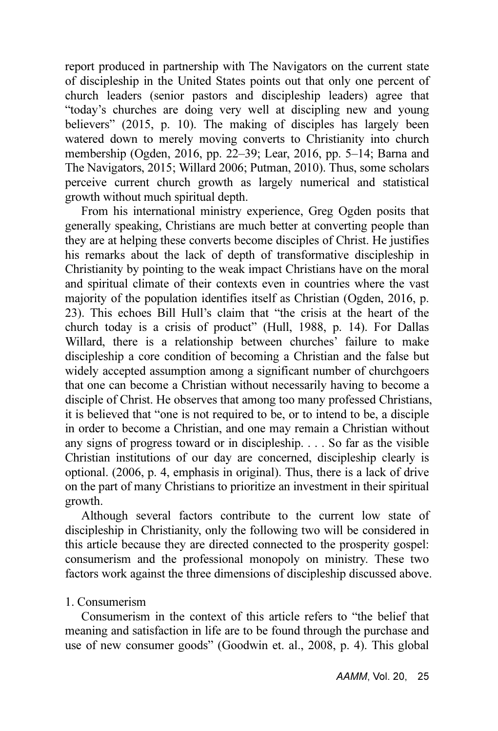report produced in partnership with The Navigators on the current state of discipleship in the United States points out that only one percent of church leaders (senior pastors and discipleship leaders) agree that "today's churches are doing very well at discipling new and young believers" (2015, p. 10). The making of disciples has largely been watered down to merely moving converts to Christianity into church membership (Ogden, 2016, pp. 22–39; Lear, 2016, pp. 5–14; Barna and The Navigators, 2015; Willard 2006; Putman, 2010). Thus, some scholars perceive current church growth as largely numerical and statistical growth without much spiritual depth.

From his international ministry experience, Greg Ogden posits that generally speaking, Christians are much better at converting people than they are at helping these converts become disciples of Christ. He justifies his remarks about the lack of depth of transformative discipleship in Christianity by pointing to the weak impact Christians have on the moral and spiritual climate of their contexts even in countries where the vast majority of the population identifies itself as Christian (Ogden, 2016, p. 23). This echoes Bill Hull's claim that "the crisis at the heart of the church today is a crisis of product" (Hull, 1988, p. 14). For Dallas Willard, there is a relationship between churches' failure to make discipleship a core condition of becoming a Christian and the false but widely accepted assumption among a significant number of churchgoers that one can become a Christian without necessarily having to become a disciple of Christ. He observes that among too many professed Christians, it is believed that "one is not required to be, or to intend to be, a disciple in order to become a Christian, and one may remain a Christian without any signs of progress toward or in discipleship. . . . So far as the visible Christian institutions of our day are concerned, discipleship clearly is optional. (2006, p. 4, emphasis in original). Thus, there is a lack of drive on the part of many Christians to prioritize an investment in their spiritual growth.

Although several factors contribute to the current low state of discipleship in Christianity, only the following two will be considered in this article because they are directed connected to the prosperity gospel: consumerism and the professional monopoly on ministry. These two factors work against the three dimensions of discipleship discussed above.

1. Consumerism

Consumerism in the context of this article refers to "the belief that meaning and satisfaction in life are to be found through the purchase and use of new consumer goods" (Goodwin et. al., 2008, p. 4). This global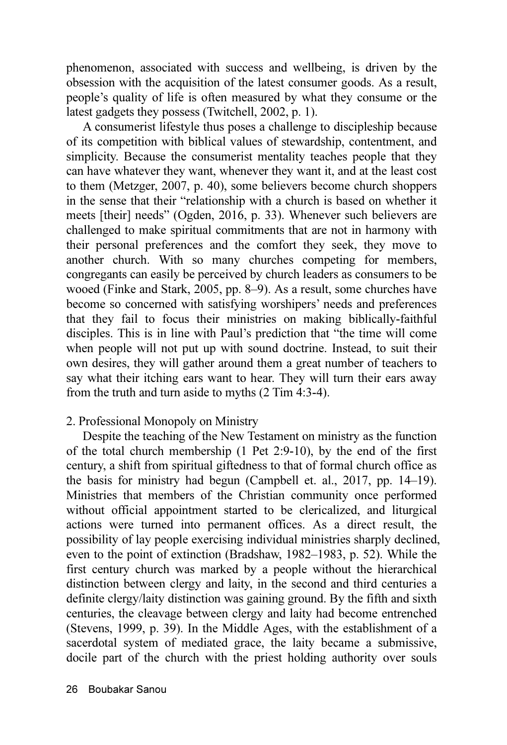phenomenon, associated with success and wellbeing, is driven by the obsession with the acquisition of the latest consumer goods. As a result, people's quality of life is often measured by what they consume or the latest gadgets they possess (Twitchell, 2002, p. 1).

A consumerist lifestyle thus poses a challenge to discipleship because of its competition with biblical values of stewardship, contentment, and simplicity. Because the consumerist mentality teaches people that they can have whatever they want, whenever they want it, and at the least cost to them (Metzger, 2007, p. 40), some believers become church shoppers in the sense that their "relationship with a church is based on whether it meets [their] needs" (Ogden, 2016, p. 33). Whenever such believers are challenged to make spiritual commitments that are not in harmony with their personal preferences and the comfort they seek, they move to another church. With so many churches competing for members, congregants can easily be perceived by church leaders as consumers to be wooed (Finke and Stark, 2005, pp. 8–9). As a result, some churches have become so concerned with satisfying worshipers' needs and preferences that they fail to focus their ministries on making biblically-faithful disciples. This is in line with Paul's prediction that "the time will come when people will not put up with sound doctrine. Instead, to suit their own desires, they will gather around them a great number of teachers to say what their itching ears want to hear. They will turn their ears away from the truth and turn aside to myths (2 Tim 4:3-4).

2. Professional Monopoly on Ministry

Despite the teaching of the New Testament on ministry as the function of the total church membership (1 Pet 2:9-10), by the end of the first century, a shift from spiritual giftedness to that of formal church office as the basis for ministry had begun (Campbell et. al., 2017, pp. 14–19). Ministries that members of the Christian community once performed without official appointment started to be clericalized, and liturgical actions were turned into permanent offices. As a direct result, the possibility of lay people exercising individual ministries sharply declined, even to the point of extinction (Bradshaw, 1982–1983, p. 52). While the first century church was marked by a people without the hierarchical distinction between clergy and laity, in the second and third centuries a definite clergy/laity distinction was gaining ground. By the fifth and sixth centuries, the cleavage between clergy and laity had become entrenched (Stevens, 1999, p. 39). In the Middle Ages, with the establishment of a sacerdotal system of mediated grace, the laity became a submissive, docile part of the church with the priest holding authority over souls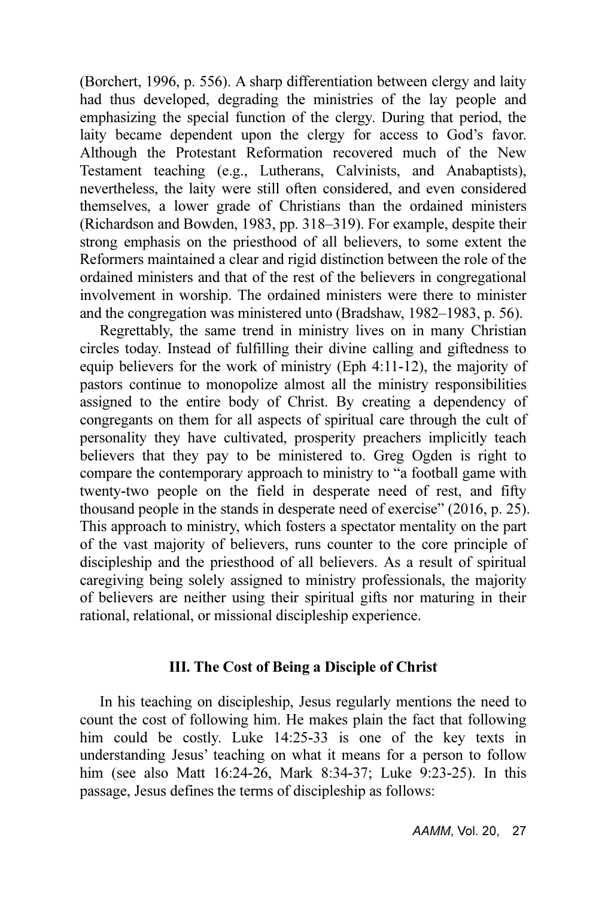(Borchert, 1996, p. 556). A sharp differentiation between clergy and laity had thus developed, degrading the ministries of the lay people and emphasizing the special function of the clergy. During that period, the laity became dependent upon the clergy for access to God's favor. Although the Protestant Reformation recovered much of the New Testament teaching (e.g., Lutherans, Calvinists, and Anabaptists), nevertheless, the laity were still often considered, and even considered themselves, a lower grade of Christians than the ordained ministers (Richardson and Bowden, 1983, pp. 318–319). For example, despite their strong emphasis on the priesthood of all believers, to some extent the Reformers maintained a clear and rigid distinction between the role of the ordained ministers and that of the rest of the believers in congregational involvement in worship. The ordained ministers were there to minister and the congregation was ministered unto (Bradshaw, 1982–1983, p. 56).

Regrettably, the same trend in ministry lives on in many Christian circles today. Instead of fulfilling their divine calling and giftedness to equip believers for the work of ministry (Eph 4:11-12), the majority of pastors continue to monopolize almost all the ministry responsibilities assigned to the entire body of Christ. By creating a dependency of congregants on them for all aspects of spiritual care through the cult of personality they have cultivated, prosperity preachers implicitly teach believers that they pay to be ministered to. Greg Ogden is right to compare the contemporary approach to ministry to "a football game with twenty-two people on the field in desperate need of rest, and fifty thousand people in the stands in desperate need of exercise" (2016, p. 25). This approach to ministry, which fosters a spectator mentality on the part of the vast majority of believers, runs counter to the core principle of discipleship and the priesthood of all believers. As a result of spiritual caregiving being solely assigned to ministry professionals, the majority of believers are neither using their spiritual gifts nor maturing in their rational, relational, or missional discipleship experience.

## III. The Cost of Being a Disciple of Christ

In his teaching on discipleship, Jesus regularly mentions the need to count the cost of following him. He makes plain the fact that following him could be costly. Luke 14:25-33 is one of the key texts in understanding Jesus' teaching on what it means for a person to follow him (see also Matt 16:24-26, Mark 8:34-37; Luke 9:23-25). In this passage, Jesus defines the terms of discipleship as follows: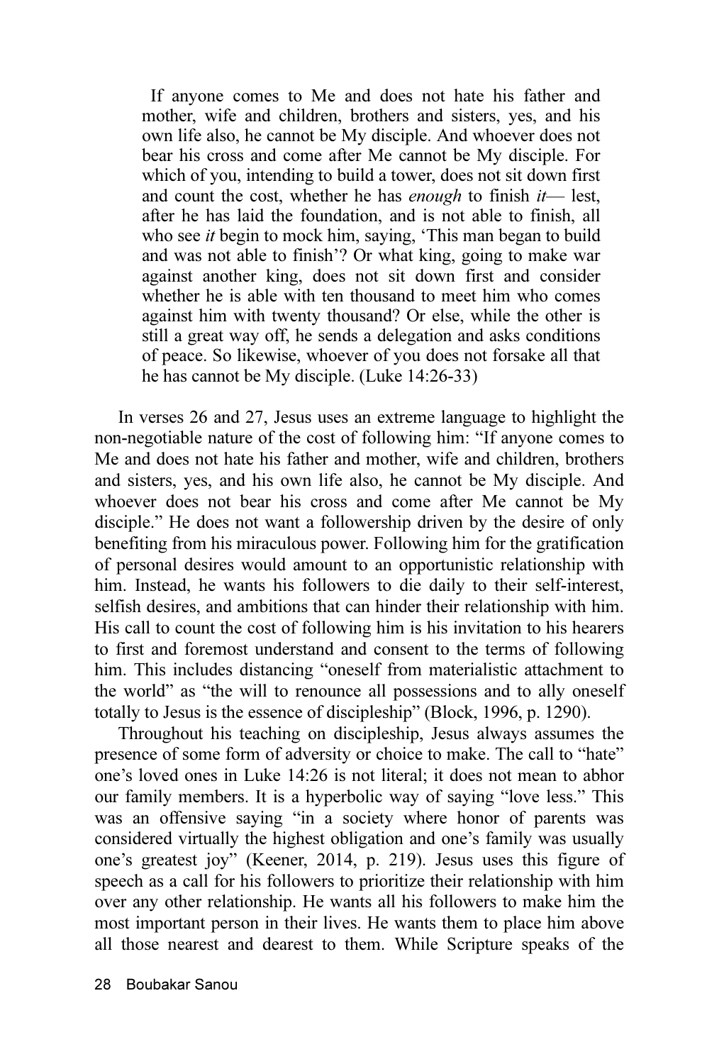> If anyone comes to Me and does not hate his father and mother, wife and children, brothers and sisters, yes, and his own life also, he cannot be My disciple. And whoever does not bear his cross and come after Me cannot be My disciple. For which of you, intending to build a tower, does not sit down first and count the cost, whether he has *enough* to finish *it*— lest, after he has laid the foundation, and is not able to finish, all who see *it* begin to mock him, saying, 'This man began to build and was not able to finish'? Or what king, going to make war against another king, does not sit down first and consider whether he is able with ten thousand to meet him who comes against him with twenty thousand? Or else, while the other is still a great way off, he sends a delegation and asks conditions of peace. So likewise, whoever of you does not forsake all that he has cannot be My disciple. (Luke 14:26-33)

In verses 26 and 27, Jesus uses an extreme language to highlight the non-negotiable nature of the cost of following him: "If anyone comes to Me and does not hate his father and mother, wife and children, brothers and sisters, yes, and his own life also, he cannot be My disciple. And whoever does not bear his cross and come after Me cannot be My disciple." He does not want a followership driven by the desire of only benefiting from his miraculous power. Following him for the gratification of personal desires would amount to an opportunistic relationship with him. Instead, he wants his followers to die daily to their self-interest, selfish desires, and ambitions that can hinder their relationship with him. His call to count the cost of following him is his invitation to his hearers to first and foremost understand and consent to the terms of following him. This includes distancing "oneself from materialistic attachment to the world" as "the will to renounce all possessions and to ally oneself totally to Jesus is the essence of discipleship" (Block, 1996, p. 1290).

Throughout his teaching on discipleship, Jesus always assumes the presence of some form of adversity or choice to make. The call to "hate" one's loved ones in Luke 14:26 is not literal; it does not mean to abhor our family members. It is a hyperbolic way of saying "love less." This was an offensive saying "in a society where honor of parents was considered virtually the highest obligation and one's family was usually one's greatest joy" (Keener, 2014, p. 219). Jesus uses this figure of speech as a call for his followers to prioritize their relationship with him over any other relationship. He wants all his followers to make him the most important person in their lives. He wants them to place him above all those nearest and dearest to them. While Scripture speaks of the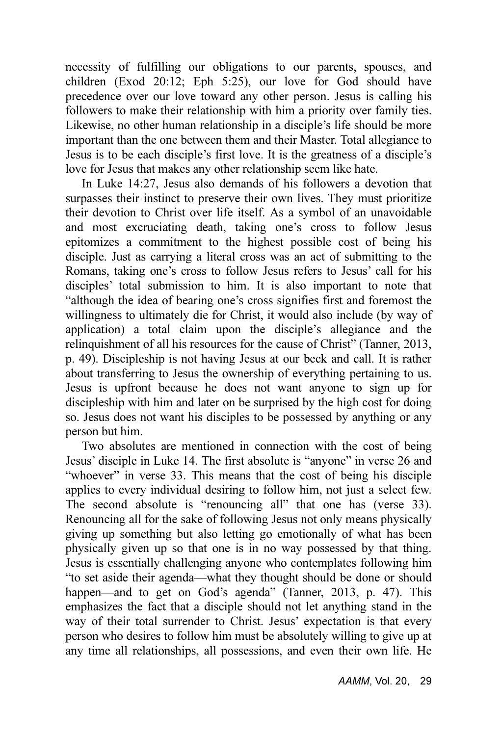necessity of fulfilling our obligations to our parents, spouses, and children (Exod 20:12; Eph 5:25), our love for God should have precedence over our love toward any other person. Jesus is calling his followers to make their relationship with him a priority over family ties. Likewise, no other human relationship in a disciple's life should be more important than the one between them and their Master. Total allegiance to Jesus is to be each disciple's first love. It is the greatness of a disciple's love for Jesus that makes any other relationship seem like hate.

In Luke 14:27, Jesus also demands of his followers a devotion that surpasses their instinct to preserve their own lives. They must prioritize their devotion to Christ over life itself. As a symbol of an unavoidable and most excruciating death, taking one's cross to follow Jesus epitomizes a commitment to the highest possible cost of being his disciple. Just as carrying a literal cross was an act of submitting to the Romans, taking one's cross to follow Jesus refers to Jesus' call for his disciples' total submission to him. It is also important to note that "although the idea of bearing one's cross signifies first and foremost the willingness to ultimately die for Christ, it would also include (by way of application) a total claim upon the disciple's allegiance and the relinquishment of all his resources for the cause of Christ" (Tanner, 2013, p. 49). Discipleship is not having Jesus at our beck and call. It is rather about transferring to Jesus the ownership of everything pertaining to us. Jesus is upfront because he does not want anyone to sign up for discipleship with him and later on be surprised by the high cost for doing so. Jesus does not want his disciples to be possessed by anything or any person but him.

Two absolutes are mentioned in connection with the cost of being Jesus' disciple in Luke 14. The first absolute is "anyone" in verse 26 and "whoever" in verse 33. This means that the cost of being his disciple applies to every individual desiring to follow him, not just a select few. The second absolute is "renouncing all" that one has (verse 33). Renouncing all for the sake of following Jesus not only means physically giving up something but also letting go emotionally of what has been physically given up so that one is in no way possessed by that thing. Jesus is essentially challenging anyone who contemplates following him "to set aside their agenda—what they thought should be done or should happen—and to get on God's agenda" (Tanner, 2013, p. 47). This emphasizes the fact that a disciple should not let anything stand in the way of their total surrender to Christ. Jesus' expectation is that every person who desires to follow him must be absolutely willing to give up at any time all relationships, all possessions, and even their own life. He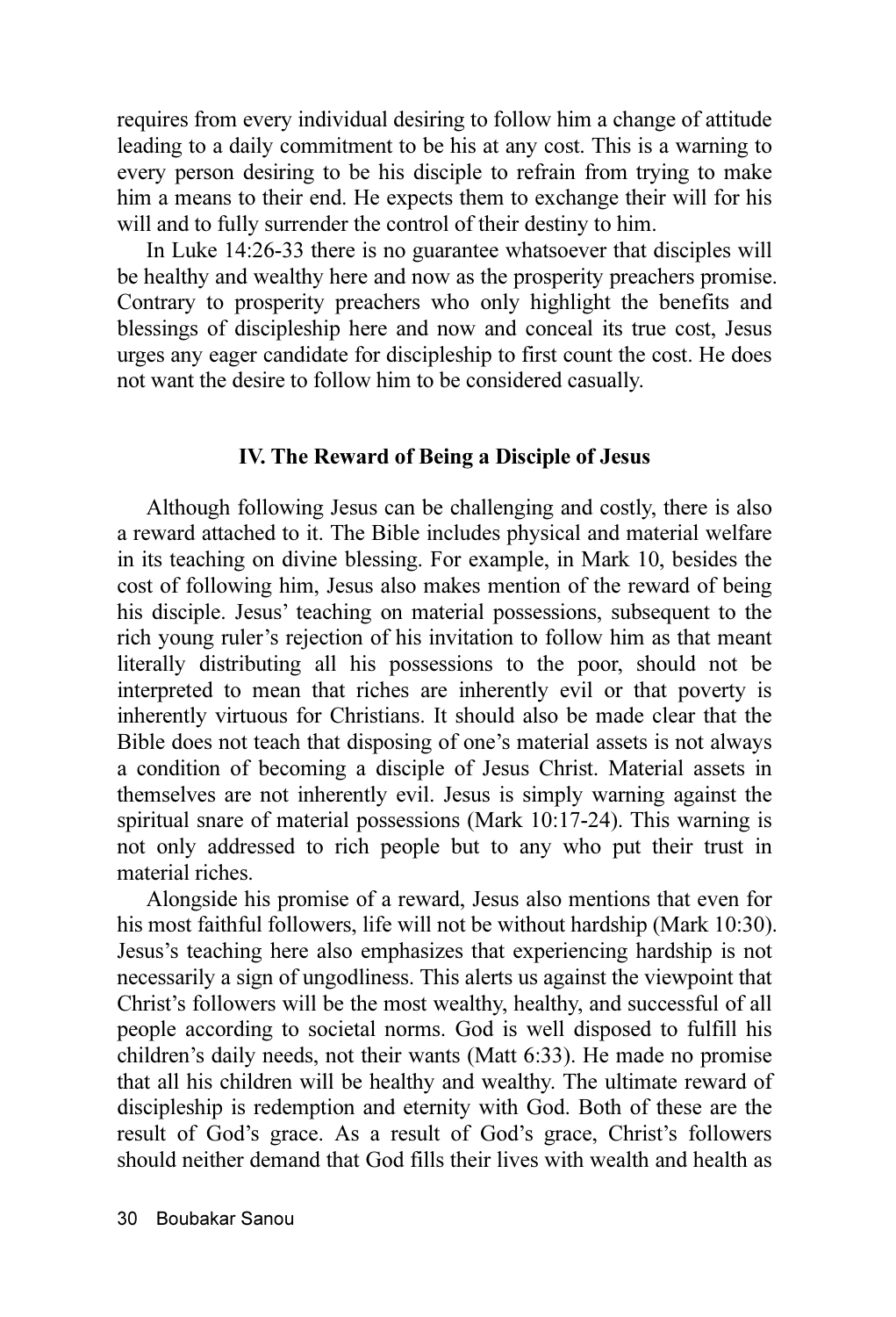requires from every individual desiring to follow him a change of attitude leading to a daily commitment to be his at any cost. This is a warning to every person desiring to be his disciple to refrain from trying to make him a means to their end. He expects them to exchange their will for his will and to fully surrender the control of their destiny to him.

In Luke 14:26-33 there is no guarantee whatsoever that disciples will be healthy and wealthy here and now as the prosperity preachers promise. Contrary to prosperity preachers who only highlight the benefits and blessings of discipleship here and now and conceal its true cost, Jesus urges any eager candidate for discipleship to first count the cost. He does not want the desire to follow him to be considered casually.

## IV. The Reward of Being a Disciple of Jesus

Although following Jesus can be challenging and costly, there is also a reward attached to it. The Bible includes physical and material welfare in its teaching on divine blessing. For example, in Mark 10, besides the cost of following him, Jesus also makes mention of the reward of being his disciple. Jesus' teaching on material possessions, subsequent to the rich young ruler's rejection of his invitation to follow him as that meant literally distributing all his possessions to the poor, should not be interpreted to mean that riches are inherently evil or that poverty is inherently virtuous for Christians. It should also be made clear that the Bible does not teach that disposing of one's material assets is not always a condition of becoming a disciple of Jesus Christ. Material assets in themselves are not inherently evil. Jesus is simply warning against the spiritual snare of material possessions (Mark 10:17-24). This warning is not only addressed to rich people but to any who put their trust in material riches.

Alongside his promise of a reward, Jesus also mentions that even for his most faithful followers, life will not be without hardship (Mark 10:30). Jesus's teaching here also emphasizes that experiencing hardship is not necessarily a sign of ungodliness. This alerts us against the viewpoint that Christ's followers will be the most wealthy, healthy, and successful of all people according to societal norms. God is well disposed to fulfill his children's daily needs, not their wants (Matt 6:33). He made no promise that all his children will be healthy and wealthy. The ultimate reward of discipleship is redemption and eternity with God. Both of these are the result of God's grace. As a result of God's grace, Christ's followers should neither demand that God fills their lives with wealth and health as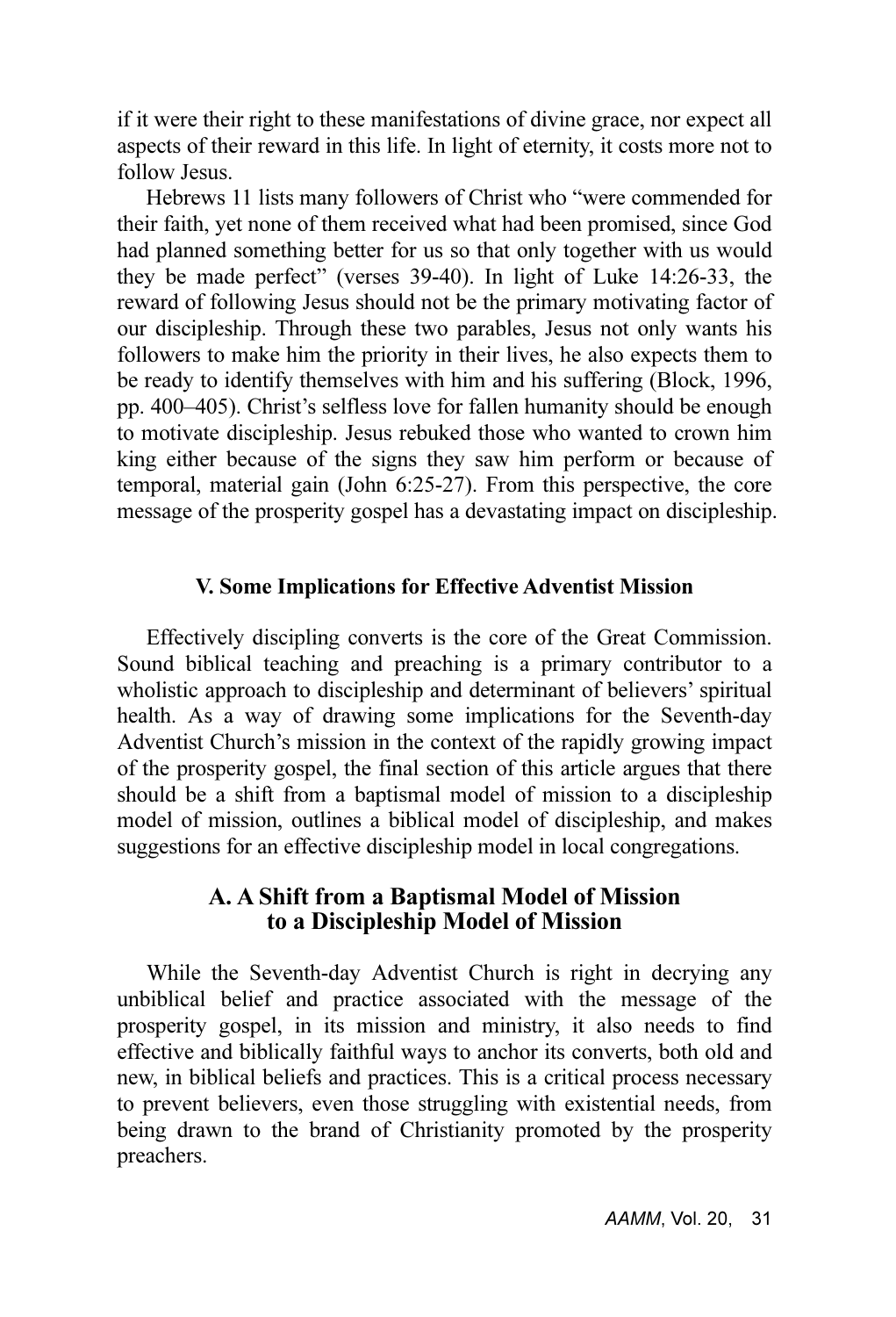if it were their right to these manifestations of divine grace, nor expect all aspects of their reward in this life. In light of eternity, it costs more not to follow Jesus.

Hebrews 11 lists many followers of Christ who "were commended for their faith, yet none of them received what had been promised, since God had planned something better for us so that only together with us would they be made perfect" (verses 39-40). In light of Luke 14:26-33, the reward of following Jesus should not be the primary motivating factor of our discipleship. Through these two parables, Jesus not only wants his followers to make him the priority in their lives, he also expects them to be ready to identify themselves with him and his suffering (Block, 1996, pp. 400–405). Christ's selfless love for fallen humanity should be enough to motivate discipleship. Jesus rebuked those who wanted to crown him king either because of the signs they saw him perform or because of temporal, material gain (John 6:25-27). From this perspective, the core message of the prosperity gospel has a devastating impact on discipleship.

### V. Some Implications for Effective Adventist Mission

Effectively discipling converts is the core of the Great Commission. Sound biblical teaching and preaching is a primary contributor to a wholistic approach to discipleship and determinant of believers' spiritual health. As a way of drawing some implications for the Seventh-day Adventist Church's mission in the context of the rapidly growing impact of the prosperity gospel, the final section of this article argues that there should be a shift from a baptismal model of mission to a discipleship model of mission, outlines a biblical model of discipleship, and makes suggestions for an effective discipleship model in local congregations.

## A. A Shift from a Baptismal Model of Mission to a Discipleship Model of Mission

While the Seventh-day Adventist Church is right in decrying any unbiblical belief and practice associated with the message of the prosperity gospel, in its mission and ministry, it also needs to find effective and biblically faithful ways to anchor its converts, both old and new, in biblical beliefs and practices. This is a critical process necessary to prevent believers, even those struggling with existential needs, from being drawn to the brand of Christianity promoted by the prosperity preachers.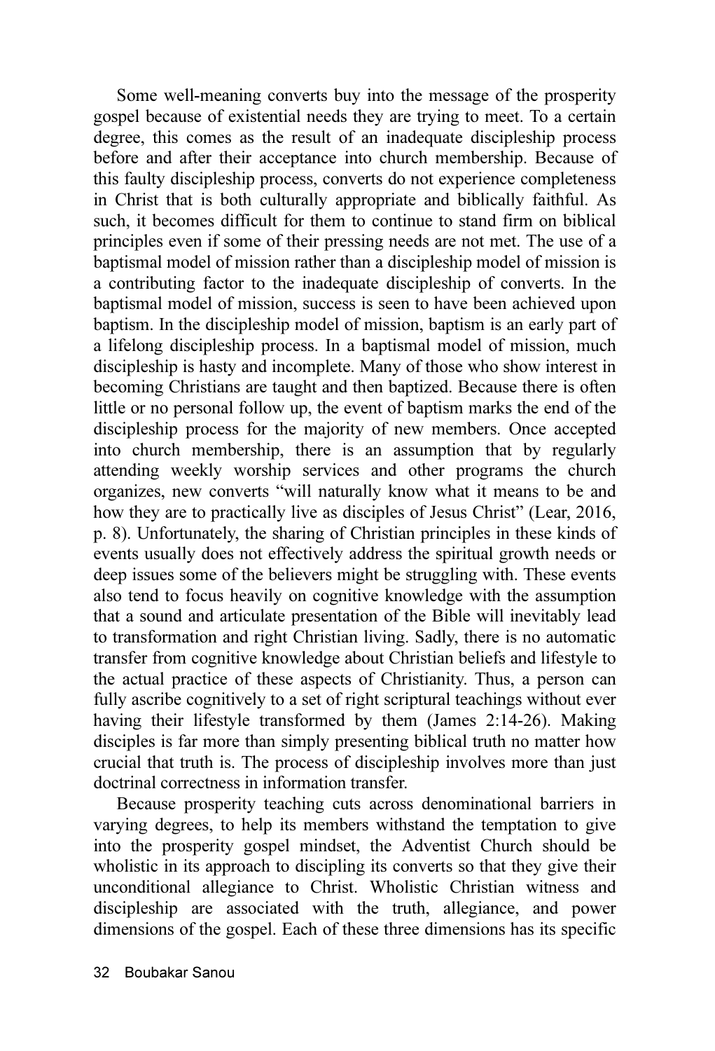Some well-meaning converts buy into the message of the prosperity gospel because of existential needs they are trying to meet. To a certain degree, this comes as the result of an inadequate discipleship process before and after their acceptance into church membership. Because of this faulty discipleship process, converts do not experience completeness in Christ that is both culturally appropriate and biblically faithful. As such, it becomes difficult for them to continue to stand firm on biblical principles even if some of their pressing needs are not met. The use of a baptismal model of mission rather than a discipleship model of mission is a contributing factor to the inadequate discipleship of converts. In the baptismal model of mission, success is seen to have been achieved upon baptism. In the discipleship model of mission, baptism is an early part of a lifelong discipleship process. In a baptismal model of mission, much discipleship is hasty and incomplete. Many of those who show interest in becoming Christians are taught and then baptized. Because there is often little or no personal follow up, the event of baptism marks the end of the discipleship process for the majority of new members. Once accepted into church membership, there is an assumption that by regularly attending weekly worship services and other programs the church organizes, new converts "will naturally know what it means to be and how they are to practically live as disciples of Jesus Christ" (Lear, 2016, p. 8). Unfortunately, the sharing of Christian principles in these kinds of events usually does not effectively address the spiritual growth needs or deep issues some of the believers might be struggling with. These events also tend to focus heavily on cognitive knowledge with the assumption that a sound and articulate presentation of the Bible will inevitably lead to transformation and right Christian living. Sadly, there is no automatic transfer from cognitive knowledge about Christian beliefs and lifestyle to the actual practice of these aspects of Christianity. Thus, a person can fully ascribe cognitively to a set of right scriptural teachings without ever having their lifestyle transformed by them (James 2:14-26). Making disciples is far more than simply presenting biblical truth no matter how crucial that truth is. The process of discipleship involves more than just doctrinal correctness in information transfer.

Because prosperity teaching cuts across denominational barriers in varying degrees, to help its members withstand the temptation to give into the prosperity gospel mindset, the Adventist Church should be wholistic in its approach to discipling its converts so that they give their unconditional allegiance to Christ. Wholistic Christian witness and discipleship are associated with the truth, allegiance, and power dimensions of the gospel. Each of these three dimensions has its specific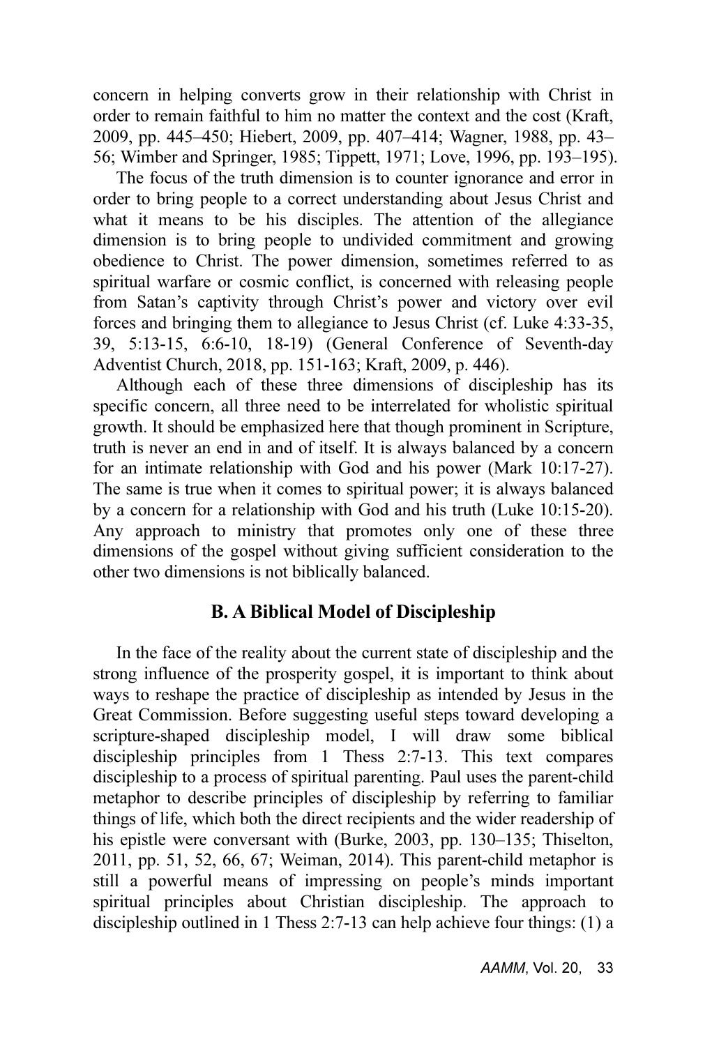concern in helping converts grow in their relationship with Christ in order to remain faithful to him no matter the context and the cost (Kraft, 2009, pp. 445–450; Hiebert, 2009, pp. 407–414; Wagner, 1988, pp. 43–56; Wimber and Springer, 1985; Tippett, 1971; Love, 1996, pp. 193–195).

The focus of the truth dimension is to counter ignorance and error in order to bring people to a correct understanding about Jesus Christ and what it means to be his disciples. The attention of the allegiance dimension is to bring people to undivided commitment and growing obedience to Christ. The power dimension, sometimes referred to as spiritual warfare or cosmic conflict, is concerned with releasing people from Satan's captivity through Christ's power and victory over evil forces and bringing them to allegiance to Jesus Christ (cf. Luke 4:33-35, 39, 5:13-15, 6:6-10, 18-19) (General Conference of Seventh-day Adventist Church, 2018, pp. 151-163; Kraft, 2009, p. 446).

Although each of these three dimensions of discipleship has its specific concern, all three need to be interrelated for wholistic spiritual growth. It should be emphasized here that though prominent in Scripture, truth is never an end in and of itself. It is always balanced by a concern for an intimate relationship with God and his power (Mark 10:17-27). The same is true when it comes to spiritual power; it is always balanced by a concern for a relationship with God and his truth (Luke 10:15-20). Any approach to ministry that promotes only one of these three dimensions of the gospel without giving sufficient consideration to the other two dimensions is not biblically balanced.

## B. A Biblical Model of Discipleship

In the face of the reality about the current state of discipleship and the strong influence of the prosperity gospel, it is important to think about ways to reshape the practice of discipleship as intended by Jesus in the Great Commission. Before suggesting useful steps toward developing a scripture-shaped discipleship model, I will draw some biblical discipleship principles from 1 Thess 2:7-13. This text compares discipleship to a process of spiritual parenting. Paul uses the parent-child metaphor to describe principles of discipleship by referring to familiar things of life, which both the direct recipients and the wider readership of his epistle were conversant with (Burke, 2003, pp. 130–135; Thiselton, 2011, pp. 51, 52, 66, 67; Weiman, 2014). This parent-child metaphor is still a powerful means of impressing on people's minds important spiritual principles about Christian discipleship. The approach to discipleship outlined in 1 Thess 2:7-13 can help achieve four things: (1) a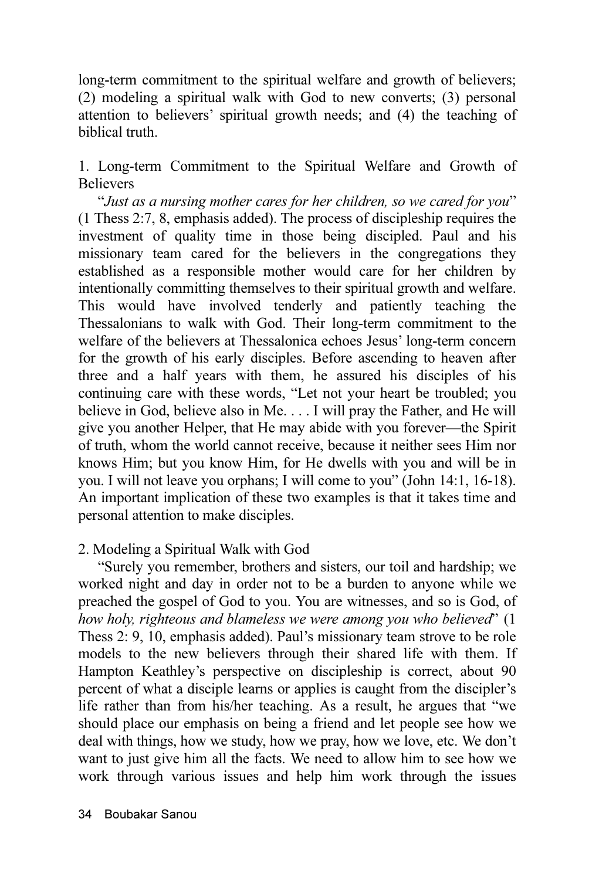long-term commitment to the spiritual welfare and growth of believers; (2) modeling a spiritual walk with God to new converts; (3) personal attention to believers' spiritual growth needs; and (4) the teaching of biblical truth.

1. Long-term Commitment to the Spiritual Welfare and Growth of Believers

"*Just as a nursing mother cares for her children, so we cared for you*" (1 Thess 2:7, 8, emphasis added). The process of discipleship requires the investment of quality time in those being discipled. Paul and his missionary team cared for the believers in the congregations they established as a responsible mother would care for her children by intentionally committing themselves to their spiritual growth and welfare. This would have involved tenderly and patiently teaching the Thessalonians to walk with God. Their long-term commitment to the welfare of the believers at Thessalonica echoes Jesus' long-term concern for the growth of his early disciples. Before ascending to heaven after three and a half years with them, he assured his disciples of his continuing care with these words, "Let not your heart be troubled; you believe in God, believe also in Me. . . . I will pray the Father, and He will give you another Helper, that He may abide with you forever—the Spirit of truth, whom the world cannot receive, because it neither sees Him nor knows Him; but you know Him, for He dwells with you and will be in you. I will not leave you orphans; I will come to you" (John 14:1, 16-18). An important implication of these two examples is that it takes time and personal attention to make disciples.

2. Modeling a Spiritual Walk with God

"Surely you remember, brothers and sisters, our toil and hardship; we worked night and day in order not to be a burden to anyone while we preached the gospel of God to you. You are witnesses, and so is God, of *how holy, righteous and blameless we were among you who believed*" (1 Thess 2: 9, 10, emphasis added). Paul's missionary team strove to be role models to the new believers through their shared life with them. If Hampton Keathley's perspective on discipleship is correct, about 90 percent of what a disciple learns or applies is caught from the discipler's life rather than from his/her teaching. As a result, he argues that "we should place our emphasis on being a friend and let people see how we deal with things, how we study, how we pray, how we love, etc. We don't want to just give him all the facts. We need to allow him to see how we work through various issues and help him work through the issues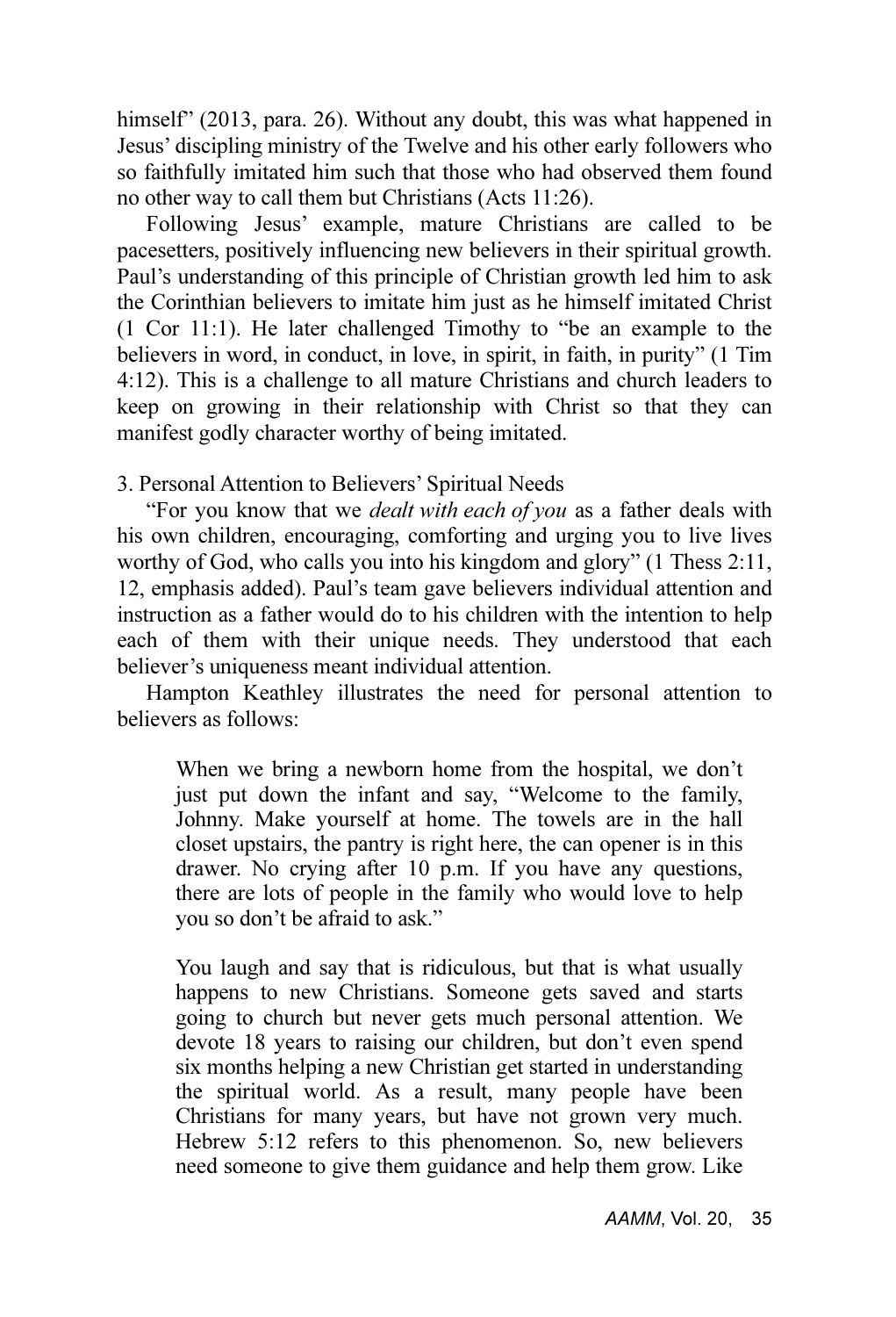himself" (2013, para. 26). Without any doubt, this was what happened in Jesus' discipling ministry of the Twelve and his other early followers who so faithfully imitated him such that those who had observed them found no other way to call them but Christians (Acts 11:26).

Following Jesus' example, mature Christians are called to be pacesetters, positively influencing new believers in their spiritual growth. Paul's understanding of this principle of Christian growth led him to ask the Corinthian believers to imitate him just as he himself imitated Christ (1 Cor 11:1). He later challenged Timothy to "be an example to the believers in word, in conduct, in love, in spirit, in faith, in purity" (1 Tim 4:12). This is a challenge to all mature Christians and church leaders to keep on growing in their relationship with Christ so that they can manifest godly character worthy of being imitated.

3. Personal Attention to Believers' Spiritual Needs

"For you know that we *dealt with each of you* as a father deals with his own children, encouraging, comforting and urging you to live lives worthy of God, who calls you into his kingdom and glory" (1 Thess 2:11, 12, emphasis added). Paul's team gave believers individual attention and instruction as a father would do to his children with the intention to help each of them with their unique needs. They understood that each believer's uniqueness meant individual attention.

Hampton Keathley illustrates the need for personal attention to believers as follows:

> When we bring a newborn home from the hospital, we don't just put down the infant and say, "Welcome to the family, Johnny. Make yourself at home. The towels are in the hall closet upstairs, the pantry is right here, the can opener is in this drawer. No crying after 10 p.m. If you have any questions, there are lots of people in the family who would love to help you so don't be afraid to ask."
>
> You laugh and say that is ridiculous, but that is what usually happens to new Christians. Someone gets saved and starts going to church but never gets much personal attention. We devote 18 years to raising our children, but don't even spend six months helping a new Christian get started in understanding the spiritual world. As a result, many people have been Christians for many years, but have not grown very much. Hebrew 5:12 refers to this phenomenon. So, new believers need someone to give them guidance and help them grow. Like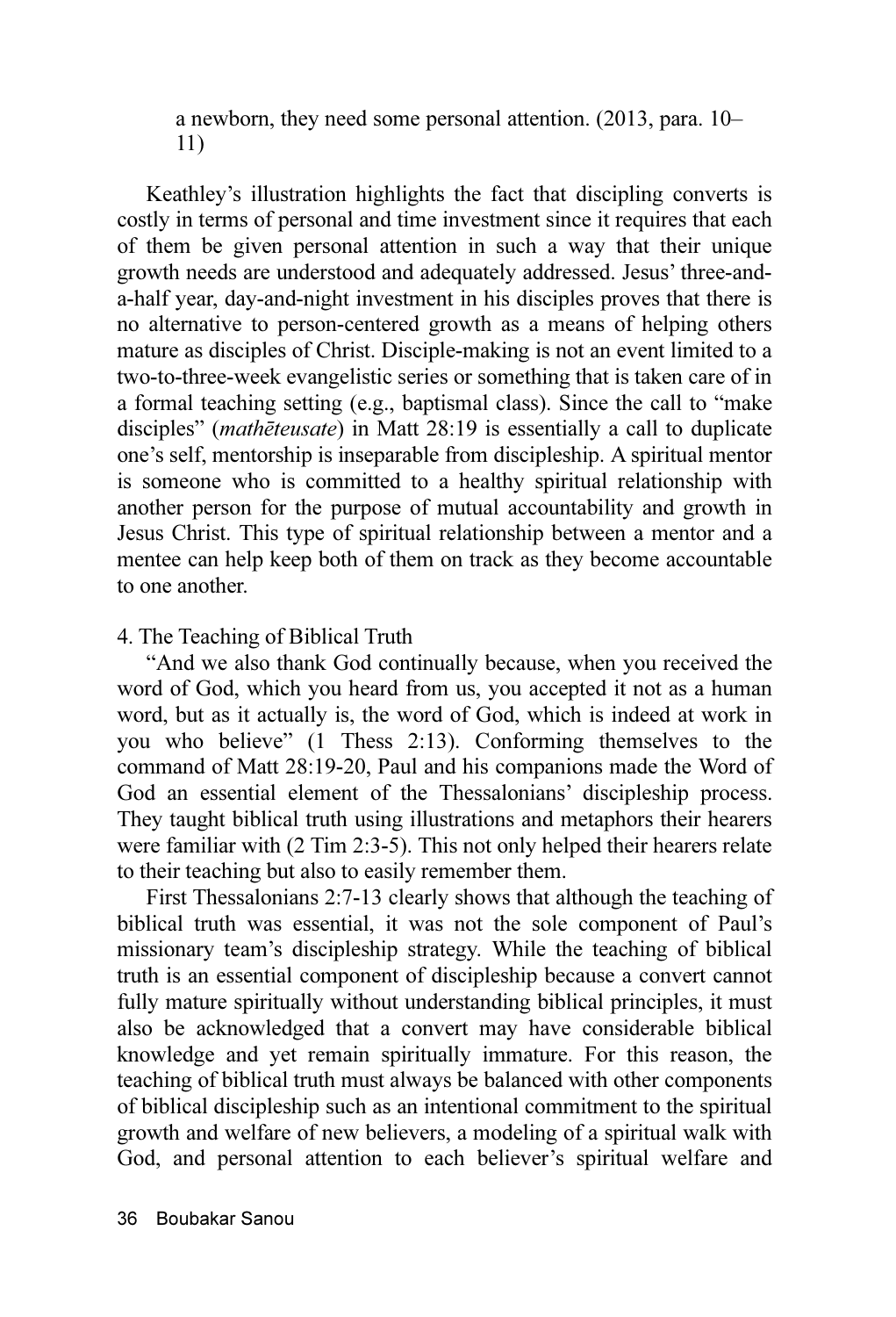> a newborn, they need some personal attention. (2013, para. 10–11)

Keathley's illustration highlights the fact that discipling converts is costly in terms of personal and time investment since it requires that each of them be given personal attention in such a way that their unique growth needs are understood and adequately addressed. Jesus' three-and-a-half year, day-and-night investment in his disciples proves that there is no alternative to person-centered growth as a means of helping others mature as disciples of Christ. Disciple-making is not an event limited to a two-to-three-week evangelistic series or something that is taken care of in a formal teaching setting (e.g., baptismal class). Since the call to "make disciples" (*mathēteusate*) in Matt 28:19 is essentially a call to duplicate one's self, mentorship is inseparable from discipleship. A spiritual mentor is someone who is committed to a healthy spiritual relationship with another person for the purpose of mutual accountability and growth in Jesus Christ. This type of spiritual relationship between a mentor and a mentee can help keep both of them on track as they become accountable to one another.

4. The Teaching of Biblical Truth

"And we also thank God continually because, when you received the word of God, which you heard from us, you accepted it not as a human word, but as it actually is, the word of God, which is indeed at work in you who believe" (1 Thess 2:13). Conforming themselves to the command of Matt 28:19-20, Paul and his companions made the Word of God an essential element of the Thessalonians' discipleship process. They taught biblical truth using illustrations and metaphors their hearers were familiar with (2 Tim 2:3-5). This not only helped their hearers relate to their teaching but also to easily remember them.

First Thessalonians 2:7-13 clearly shows that although the teaching of biblical truth was essential, it was not the sole component of Paul's missionary team's discipleship strategy. While the teaching of biblical truth is an essential component of discipleship because a convert cannot fully mature spiritually without understanding biblical principles, it must also be acknowledged that a convert may have considerable biblical knowledge and yet remain spiritually immature. For this reason, the teaching of biblical truth must always be balanced with other components of biblical discipleship such as an intentional commitment to the spiritual growth and welfare of new believers, a modeling of a spiritual walk with God, and personal attention to each believer's spiritual welfare and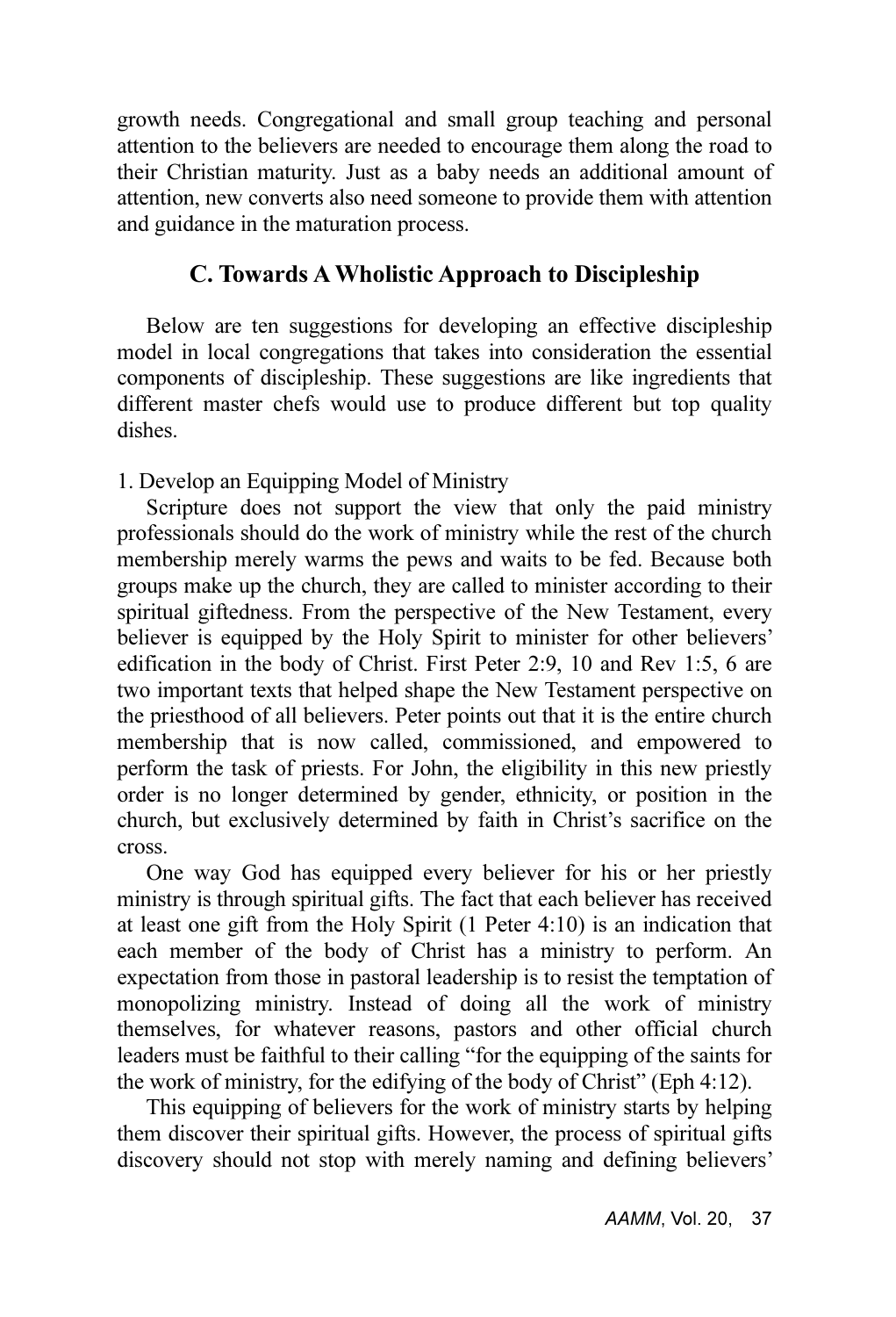growth needs. Congregational and small group teaching and personal attention to the believers are needed to encourage them along the road to their Christian maturity. Just as a baby needs an additional amount of attention, new converts also need someone to provide them with attention and guidance in the maturation process.

## C. Towards A Wholistic Approach to Discipleship

Below are ten suggestions for developing an effective discipleship model in local congregations that takes into consideration the essential components of discipleship. These suggestions are like ingredients that different master chefs would use to produce different but top quality dishes.

1. Develop an Equipping Model of Ministry

Scripture does not support the view that only the paid ministry professionals should do the work of ministry while the rest of the church membership merely warms the pews and waits to be fed. Because both groups make up the church, they are called to minister according to their spiritual giftedness. From the perspective of the New Testament, every believer is equipped by the Holy Spirit to minister for other believers' edification in the body of Christ. First Peter 2:9, 10 and Rev 1:5, 6 are two important texts that helped shape the New Testament perspective on the priesthood of all believers. Peter points out that it is the entire church membership that is now called, commissioned, and empowered to perform the task of priests. For John, the eligibility in this new priestly order is no longer determined by gender, ethnicity, or position in the church, but exclusively determined by faith in Christ's sacrifice on the cross.

One way God has equipped every believer for his or her priestly ministry is through spiritual gifts. The fact that each believer has received at least one gift from the Holy Spirit (1 Peter 4:10) is an indication that each member of the body of Christ has a ministry to perform. An expectation from those in pastoral leadership is to resist the temptation of monopolizing ministry. Instead of doing all the work of ministry themselves, for whatever reasons, pastors and other official church leaders must be faithful to their calling "for the equipping of the saints for the work of ministry, for the edifying of the body of Christ" (Eph 4:12).

This equipping of believers for the work of ministry starts by helping them discover their spiritual gifts. However, the process of spiritual gifts discovery should not stop with merely naming and defining believers'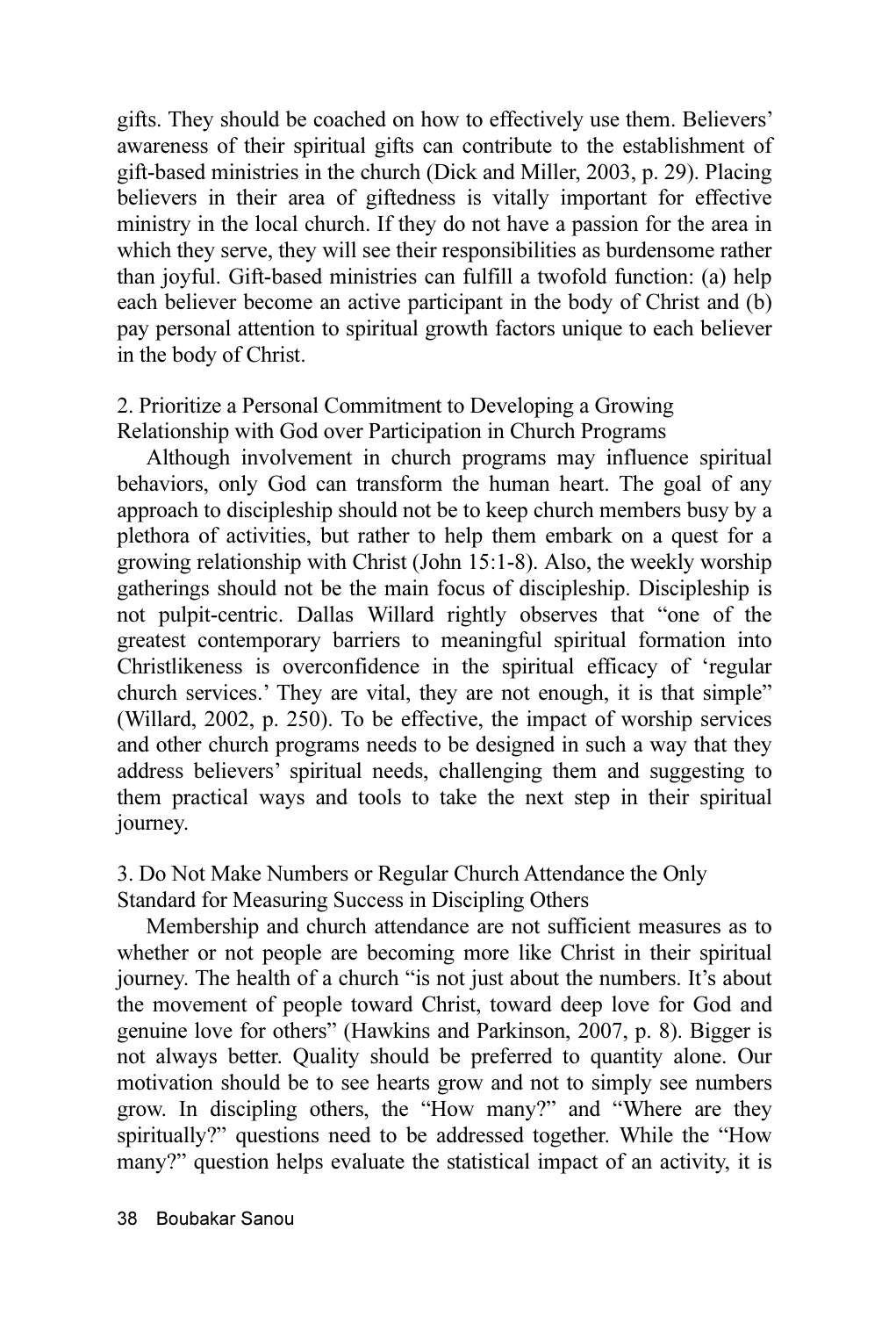gifts. They should be coached on how to effectively use them. Believers' awareness of their spiritual gifts can contribute to the establishment of gift-based ministries in the church (Dick and Miller, 2003, p. 29). Placing believers in their area of giftedness is vitally important for effective ministry in the local church. If they do not have a passion for the area in which they serve, they will see their responsibilities as burdensome rather than joyful. Gift-based ministries can fulfill a twofold function: (a) help each believer become an active participant in the body of Christ and (b) pay personal attention to spiritual growth factors unique to each believer in the body of Christ.

### 2. Prioritize a Personal Commitment to Developing a Growing Relationship with God over Participation in Church Programs

Although involvement in church programs may influence spiritual behaviors, only God can transform the human heart. The goal of any approach to discipleship should not be to keep church members busy by a plethora of activities, but rather to help them embark on a quest for a growing relationship with Christ (John 15:1-8). Also, the weekly worship gatherings should not be the main focus of discipleship. Discipleship is not pulpit-centric. Dallas Willard rightly observes that "one of the greatest contemporary barriers to meaningful spiritual formation into Christlikeness is overconfidence in the spiritual efficacy of 'regular church services.' They are vital, they are not enough, it is that simple" (Willard, 2002, p. 250). To be effective, the impact of worship services and other church programs needs to be designed in such a way that they address believers' spiritual needs, challenging them and suggesting to them practical ways and tools to take the next step in their spiritual journey.

### 3. Do Not Make Numbers or Regular Church Attendance the Only Standard for Measuring Success in Discipling Others

Membership and church attendance are not sufficient measures as to whether or not people are becoming more like Christ in their spiritual journey. The health of a church "is not just about the numbers. It's about the movement of people toward Christ, toward deep love for God and genuine love for others" (Hawkins and Parkinson, 2007, p. 8). Bigger is not always better. Quality should be preferred to quantity alone. Our motivation should be to see hearts grow and not to simply see numbers grow. In discipling others, the "How many?" and "Where are they spiritually?" questions need to be addressed together. While the "How many?" question helps evaluate the statistical impact of an activity, it is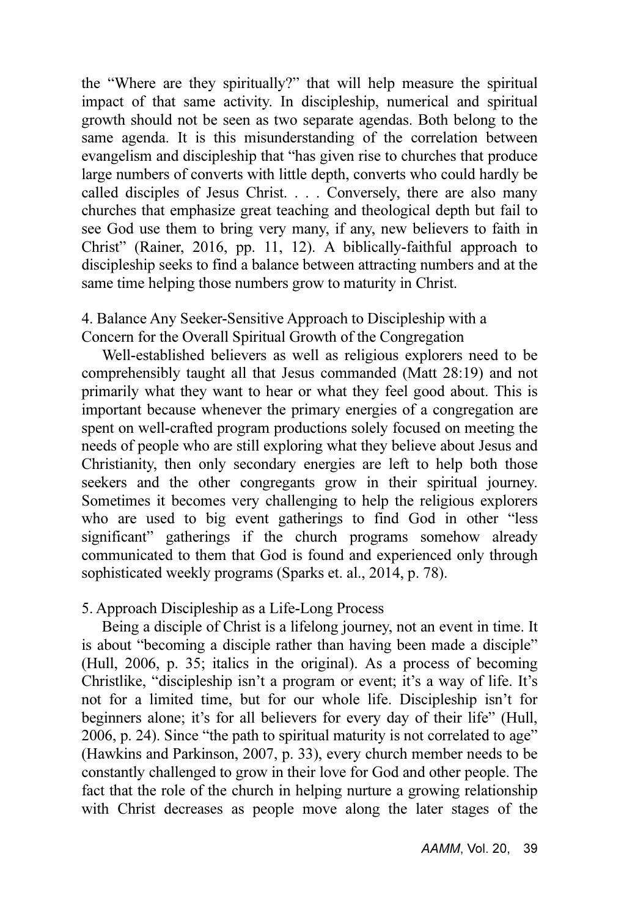the "Where are they spiritually?" that will help measure the spiritual impact of that same activity. In discipleship, numerical and spiritual growth should not be seen as two separate agendas. Both belong to the same agenda. It is this misunderstanding of the correlation between evangelism and discipleship that "has given rise to churches that produce large numbers of converts with little depth, converts who could hardly be called disciples of Jesus Christ. . . . Conversely, there are also many churches that emphasize great teaching and theological depth but fail to see God use them to bring very many, if any, new believers to faith in Christ" (Rainer, 2016, pp. 11, 12). A biblically-faithful approach to discipleship seeks to find a balance between attracting numbers and at the same time helping those numbers grow to maturity in Christ.

4. Balance Any Seeker-Sensitive Approach to Discipleship with a Concern for the Overall Spiritual Growth of the Congregation

Well-established believers as well as religious explorers need to be comprehensibly taught all that Jesus commanded (Matt 28:19) and not primarily what they want to hear or what they feel good about. This is important because whenever the primary energies of a congregation are spent on well-crafted program productions solely focused on meeting the needs of people who are still exploring what they believe about Jesus and Christianity, then only secondary energies are left to help both those seekers and the other congregants grow in their spiritual journey. Sometimes it becomes very challenging to help the religious explorers who are used to big event gatherings to find God in other "less significant" gatherings if the church programs somehow already communicated to them that God is found and experienced only through sophisticated weekly programs (Sparks et. al., 2014, p. 78).

5. Approach Discipleship as a Life-Long Process

Being a disciple of Christ is a lifelong journey, not an event in time. It is about "becoming a disciple rather than having been made a disciple" (Hull, 2006, p. 35; italics in the original). As a process of becoming Christlike, "discipleship isn't a program or event; it's a way of life. It's not for a limited time, but for our whole life. Discipleship isn't for beginners alone; it's for all believers for every day of their life" (Hull, 2006, p. 24). Since "the path to spiritual maturity is not correlated to age" (Hawkins and Parkinson, 2007, p. 33), every church member needs to be constantly challenged to grow in their love for God and other people. The fact that the role of the church in helping nurture a growing relationship with Christ decreases as people move along the later stages of the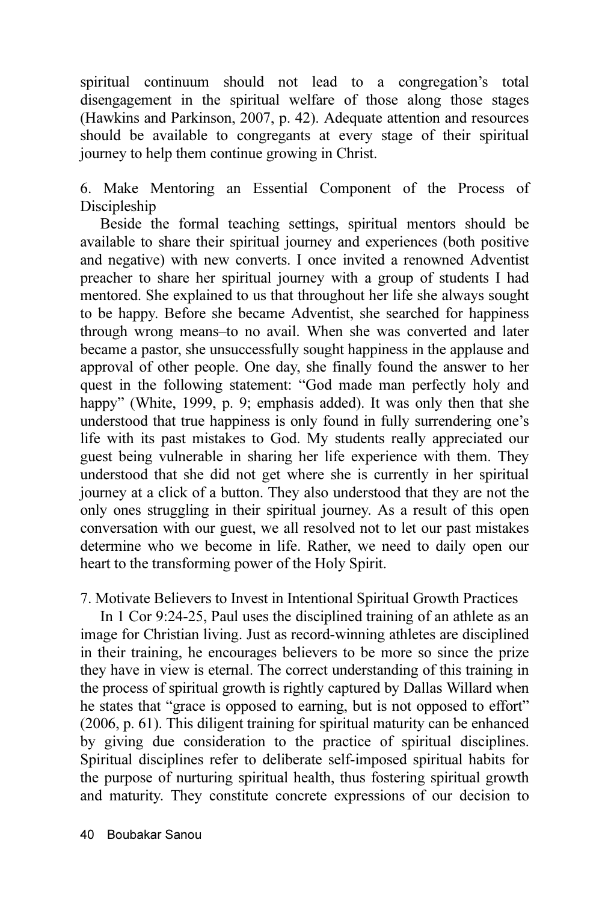spiritual continuum should not lead to a congregation's total disengagement in the spiritual welfare of those along those stages (Hawkins and Parkinson, 2007, p. 42). Adequate attention and resources should be available to congregants at every stage of their spiritual journey to help them continue growing in Christ.

6. Make Mentoring an Essential Component of the Process of Discipleship

Beside the formal teaching settings, spiritual mentors should be available to share their spiritual journey and experiences (both positive and negative) with new converts. I once invited a renowned Adventist preacher to share her spiritual journey with a group of students I had mentored. She explained to us that throughout her life she always sought to be happy. Before she became Adventist, she searched for happiness through wrong means–to no avail. When she was converted and later became a pastor, she unsuccessfully sought happiness in the applause and approval of other people. One day, she finally found the answer to her quest in the following statement: "God made man perfectly holy and happy" (White, 1999, p. 9; emphasis added). It was only then that she understood that true happiness is only found in fully surrendering one's life with its past mistakes to God. My students really appreciated our guest being vulnerable in sharing her life experience with them. They understood that she did not get where she is currently in her spiritual journey at a click of a button. They also understood that they are not the only ones struggling in their spiritual journey. As a result of this open conversation with our guest, we all resolved not to let our past mistakes determine who we become in life. Rather, we need to daily open our heart to the transforming power of the Holy Spirit.

7. Motivate Believers to Invest in Intentional Spiritual Growth Practices

In 1 Cor 9:24-25, Paul uses the disciplined training of an athlete as an image for Christian living. Just as record-winning athletes are disciplined in their training, he encourages believers to be more so since the prize they have in view is eternal. The correct understanding of this training in the process of spiritual growth is rightly captured by Dallas Willard when he states that "grace is opposed to earning, but is not opposed to effort" (2006, p. 61). This diligent training for spiritual maturity can be enhanced by giving due consideration to the practice of spiritual disciplines. Spiritual disciplines refer to deliberate self-imposed spiritual habits for the purpose of nurturing spiritual health, thus fostering spiritual growth and maturity. They constitute concrete expressions of our decision to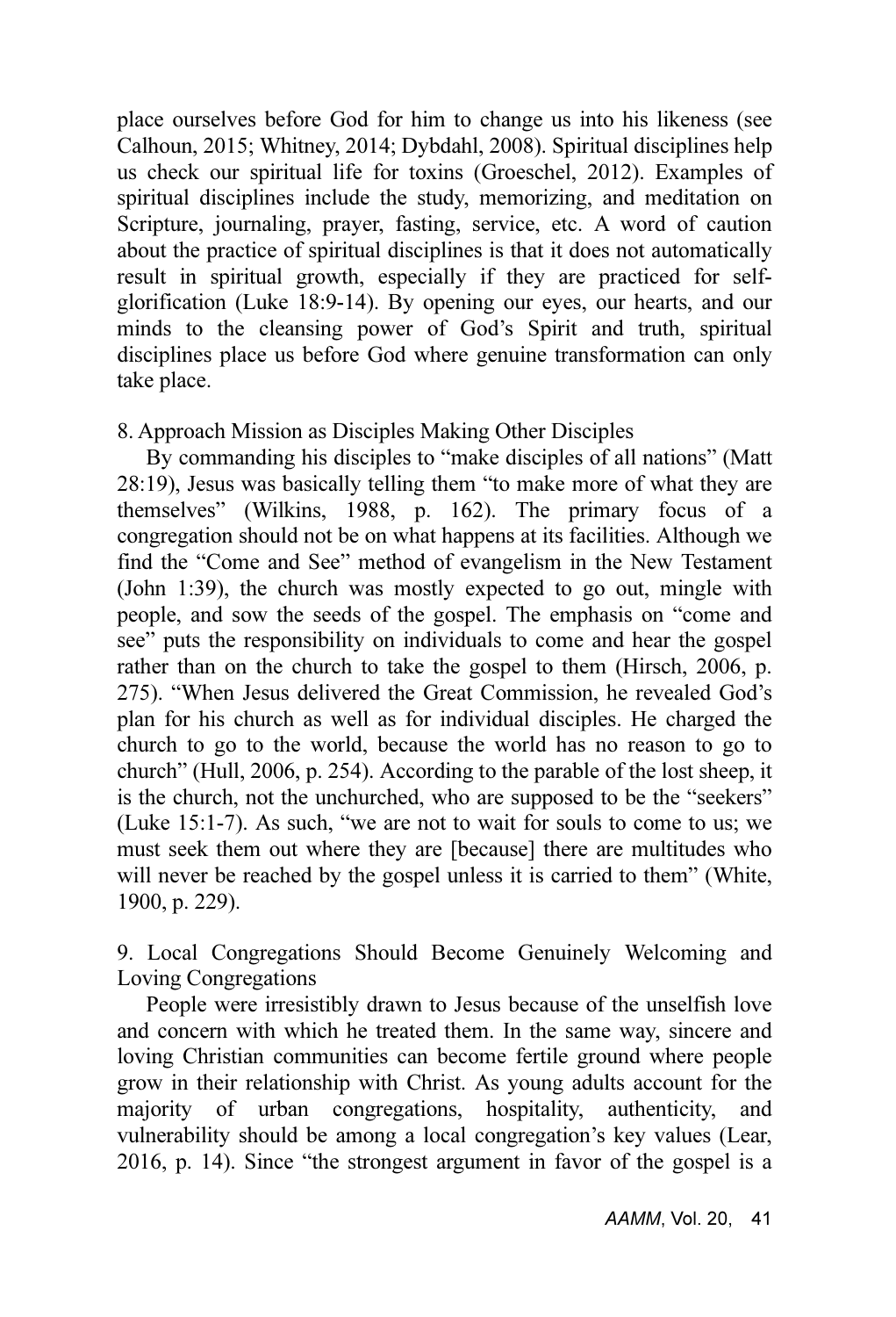place ourselves before God for him to change us into his likeness (see Calhoun, 2015; Whitney, 2014; Dybdahl, 2008). Spiritual disciplines help us check our spiritual life for toxins (Groeschel, 2012). Examples of spiritual disciplines include the study, memorizing, and meditation on Scripture, journaling, prayer, fasting, service, etc. A word of caution about the practice of spiritual disciplines is that it does not automatically result in spiritual growth, especially if they are practiced for self-glorification (Luke 18:9-14). By opening our eyes, our hearts, and our minds to the cleansing power of God's Spirit and truth, spiritual disciplines place us before God where genuine transformation can only take place.

8. Approach Mission as Disciples Making Other Disciples

By commanding his disciples to "make disciples of all nations" (Matt 28:19), Jesus was basically telling them "to make more of what they are themselves" (Wilkins, 1988, p. 162). The primary focus of a congregation should not be on what happens at its facilities. Although we find the "Come and See" method of evangelism in the New Testament (John 1:39), the church was mostly expected to go out, mingle with people, and sow the seeds of the gospel. The emphasis on "come and see" puts the responsibility on individuals to come and hear the gospel rather than on the church to take the gospel to them (Hirsch, 2006, p. 275). "When Jesus delivered the Great Commission, he revealed God's plan for his church as well as for individual disciples. He charged the church to go to the world, because the world has no reason to go to church" (Hull, 2006, p. 254). According to the parable of the lost sheep, it is the church, not the unchurched, who are supposed to be the "seekers" (Luke 15:1-7). As such, "we are not to wait for souls to come to us; we must seek them out where they are [because] there are multitudes who will never be reached by the gospel unless it is carried to them" (White, 1900, p. 229).

9. Local Congregations Should Become Genuinely Welcoming and Loving Congregations

People were irresistibly drawn to Jesus because of the unselfish love and concern with which he treated them. In the same way, sincere and loving Christian communities can become fertile ground where people grow in their relationship with Christ. As young adults account for the majority of urban congregations, hospitality, authenticity, and vulnerability should be among a local congregation's key values (Lear, 2016, p. 14). Since "the strongest argument in favor of the gospel is a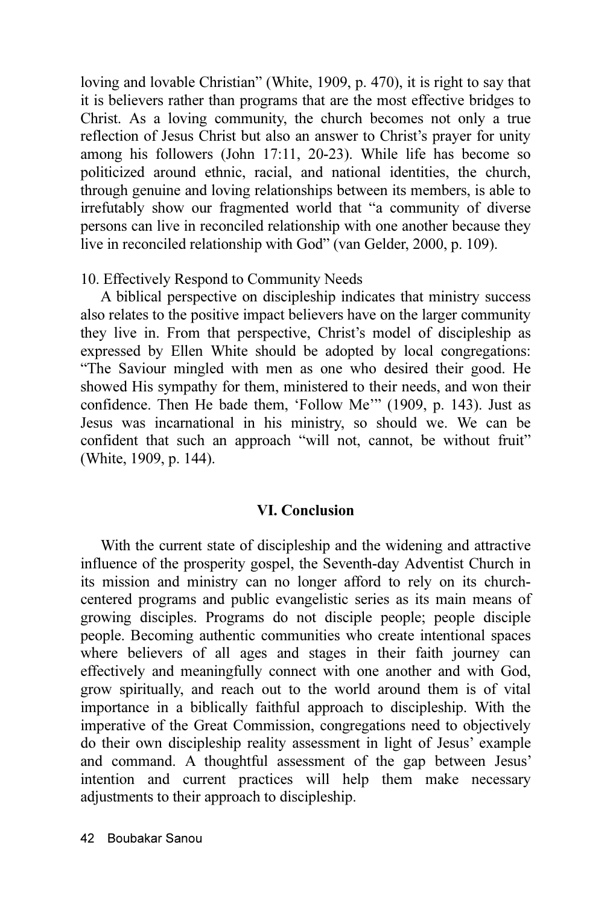loving and lovable Christian" (White, 1909, p. 470), it is right to say that it is believers rather than programs that are the most effective bridges to Christ. As a loving community, the church becomes not only a true reflection of Jesus Christ but also an answer to Christ's prayer for unity among his followers (John 17:11, 20-23). While life has become so politicized around ethnic, racial, and national identities, the church, through genuine and loving relationships between its members, is able to irrefutably show our fragmented world that "a community of diverse persons can live in reconciled relationship with one another because they live in reconciled relationship with God" (van Gelder, 2000, p. 109).

10. Effectively Respond to Community Needs

A biblical perspective on discipleship indicates that ministry success also relates to the positive impact believers have on the larger community they live in. From that perspective, Christ's model of discipleship as expressed by Ellen White should be adopted by local congregations: "The Saviour mingled with men as one who desired their good. He showed His sympathy for them, ministered to their needs, and won their confidence. Then He bade them, 'Follow Me'" (1909, p. 143). Just as Jesus was incarnational in his ministry, so should we. We can be confident that such an approach "will not, cannot, be without fruit" (White, 1909, p. 144).

## VI. Conclusion

With the current state of discipleship and the widening and attractive influence of the prosperity gospel, the Seventh-day Adventist Church in its mission and ministry can no longer afford to rely on its church-centered programs and public evangelistic series as its main means of growing disciples. Programs do not disciple people; people disciple people. Becoming authentic communities who create intentional spaces where believers of all ages and stages in their faith journey can effectively and meaningfully connect with one another and with God, grow spiritually, and reach out to the world around them is of vital importance in a biblically faithful approach to discipleship. With the imperative of the Great Commission, congregations need to objectively do their own discipleship reality assessment in light of Jesus' example and command. A thoughtful assessment of the gap between Jesus' intention and current practices will help them make necessary adjustments to their approach to discipleship.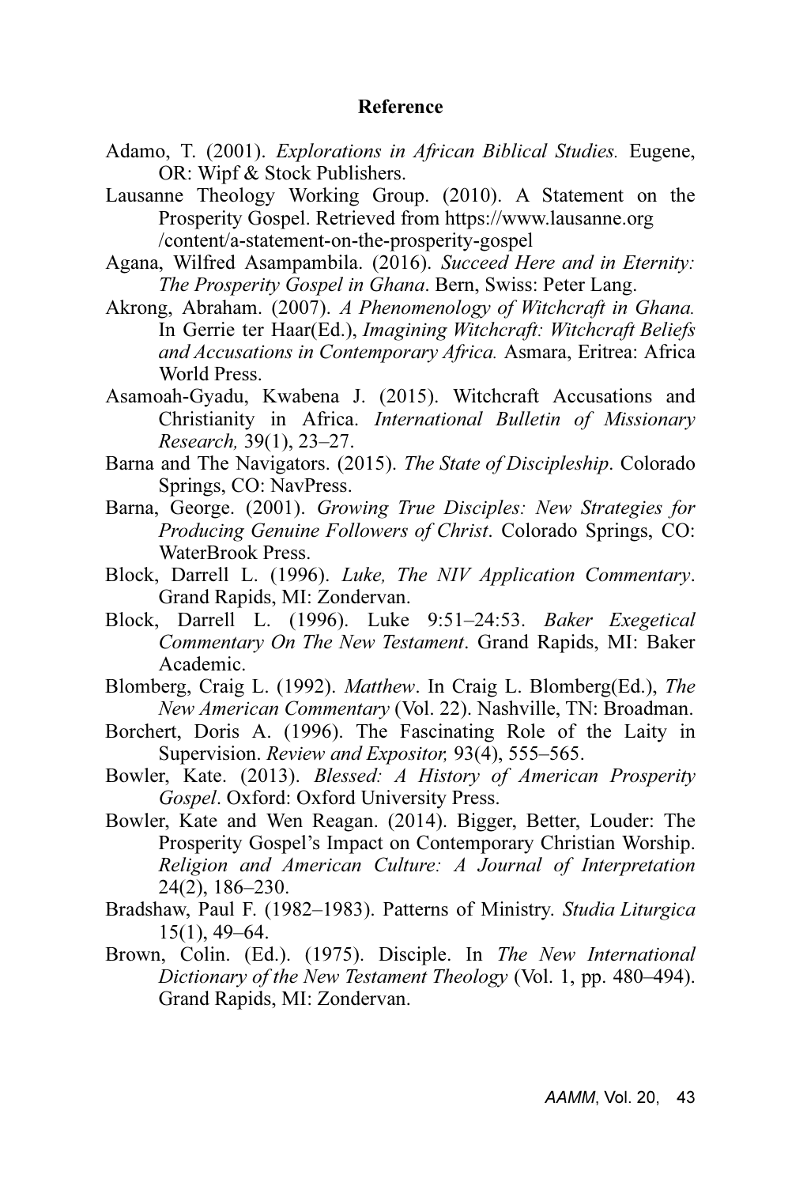## Reference

Adamo, T. (2001). *Explorations in African Biblical Studies.* Eugene, OR: Wipf & Stock Publishers.

Lausanne Theology Working Group. (2010). A Statement on the Prosperity Gospel. Retrieved from https://www.lausanne.org /content/a-statement-on-the-prosperity-gospel

Agana, Wilfred Asampambila. (2016). *Succeed Here and in Eternity: The Prosperity Gospel in Ghana*. Bern, Swiss: Peter Lang.

Akrong, Abraham. (2007). *A Phenomenology of Witchcraft in Ghana.* In Gerrie ter Haar(Ed.), *Imagining Witchcraft: Witchcraft Beliefs and Accusations in Contemporary Africa.* Asmara, Eritrea: Africa World Press.

Asamoah-Gyadu, Kwabena J. (2015). Witchcraft Accusations and Christianity in Africa. *International Bulletin of Missionary Research,* 39(1), 23–27.

Barna and The Navigators. (2015). *The State of Discipleship*. Colorado Springs, CO: NavPress.

Barna, George. (2001). *Growing True Disciples: New Strategies for Producing Genuine Followers of Christ*. Colorado Springs, CO: WaterBrook Press.

Block, Darrell L. (1996). *Luke, The NIV Application Commentary*. Grand Rapids, MI: Zondervan.

Block, Darrell L. (1996). Luke 9:51–24:53. *Baker Exegetical Commentary On The New Testament*. Grand Rapids, MI: Baker Academic.

Blomberg, Craig L. (1992). *Matthew*. In Craig L. Blomberg(Ed.), *The New American Commentary* (Vol. 22). Nashville, TN: Broadman.

Borchert, Doris A. (1996). The Fascinating Role of the Laity in Supervision. *Review and Expositor,* 93(4), 555–565.

Bowler, Kate. (2013). *Blessed: A History of American Prosperity Gospel*. Oxford: Oxford University Press.

Bowler, Kate and Wen Reagan. (2014). Bigger, Better, Louder: The Prosperity Gospel's Impact on Contemporary Christian Worship. *Religion and American Culture: A Journal of Interpretation* 24(2), 186–230.

Bradshaw, Paul F. (1982–1983). Patterns of Ministry. *Studia Liturgica* 15(1), 49–64.

Brown, Colin. (Ed.). (1975). Disciple. In *The New International Dictionary of the New Testament Theology* (Vol. 1, pp. 480–494). Grand Rapids, MI: Zondervan.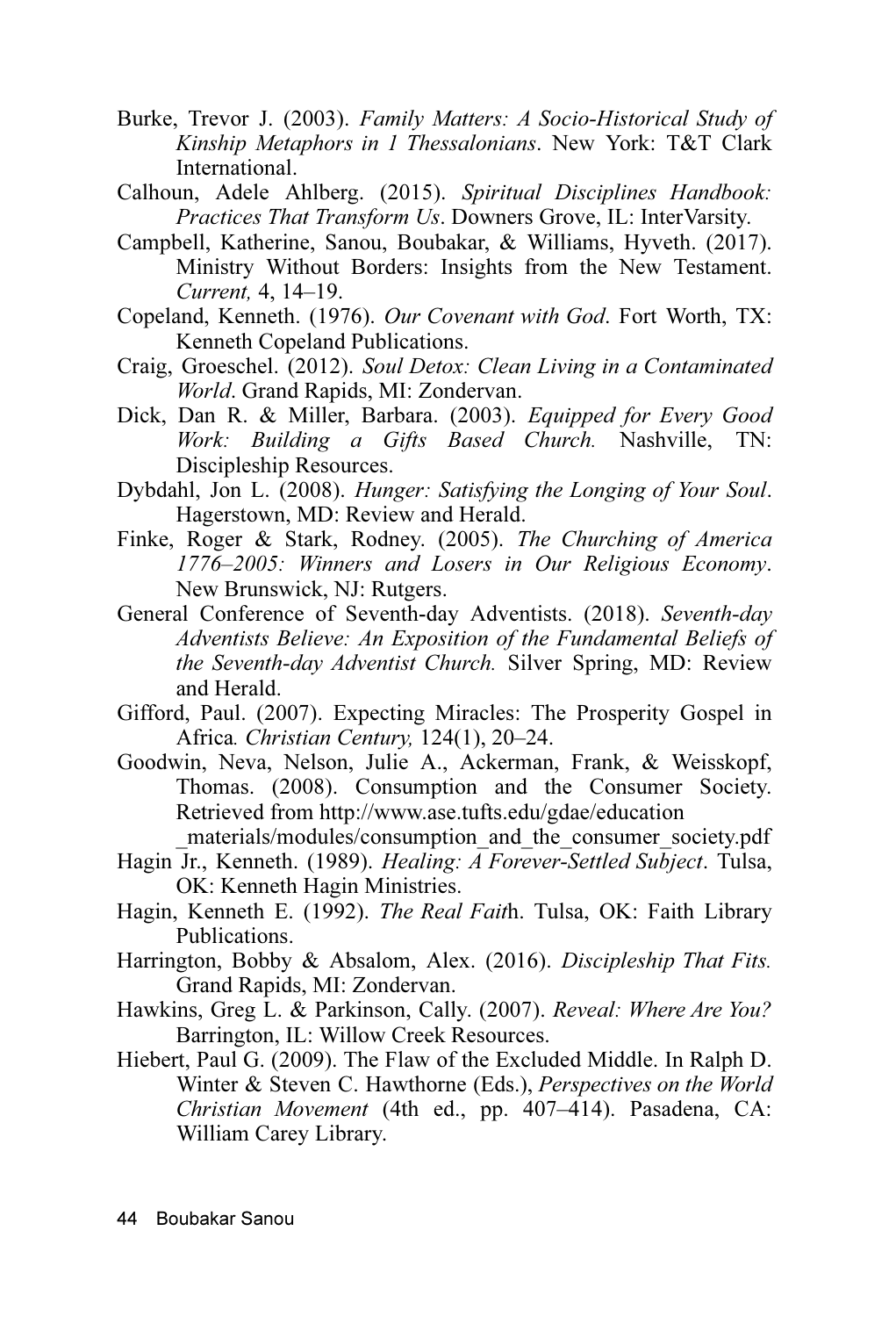Burke, Trevor J. (2003). *Family Matters: A Socio-Historical Study of Kinship Metaphors in 1 Thessalonians*. New York: T&T Clark International.

Calhoun, Adele Ahlberg. (2015). *Spiritual Disciplines Handbook: Practices That Transform Us*. Downers Grove, IL: InterVarsity.

Campbell, Katherine, Sanou, Boubakar, & Williams, Hyveth. (2017). Ministry Without Borders: Insights from the New Testament. *Current,* 4, 14–19.

Copeland, Kenneth. (1976). *Our Covenant with God*. Fort Worth, TX: Kenneth Copeland Publications.

Craig, Groeschel. (2012). *Soul Detox: Clean Living in a Contaminated World*. Grand Rapids, MI: Zondervan.

Dick, Dan R. & Miller, Barbara. (2003). *Equipped for Every Good Work: Building a Gifts Based Church.* Nashville, TN: Discipleship Resources.

Dybdahl, Jon L. (2008). *Hunger: Satisfying the Longing of Your Soul*. Hagerstown, MD: Review and Herald.

Finke, Roger & Stark, Rodney. (2005). *The Churching of America 1776–2005: Winners and Losers in Our Religious Economy*. New Brunswick, NJ: Rutgers.

General Conference of Seventh-day Adventists. (2018). *Seventh-day Adventists Believe: An Exposition of the Fundamental Beliefs of the Seventh-day Adventist Church.* Silver Spring, MD: Review and Herald.

Gifford, Paul. (2007). Expecting Miracles: The Prosperity Gospel in Africa*. Christian Century,* 124(1), 20–24.

Goodwin, Neva, Nelson, Julie A., Ackerman, Frank, & Weisskopf, Thomas. (2008). Consumption and the Consumer Society. Retrieved from http://www.ase.tufts.edu/gdae/education _materials/modules/consumption_and_the_consumer_society.pdf

Hagin Jr., Kenneth. (1989). *Healing: A Forever-Settled Subject*. Tulsa, OK: Kenneth Hagin Ministries.

Hagin, Kenneth E. (1992). *The Real Fait*h. Tulsa, OK: Faith Library Publications.

Harrington, Bobby & Absalom, Alex. (2016). *Discipleship That Fits.* Grand Rapids, MI: Zondervan.

Hawkins, Greg L. & Parkinson, Cally. (2007). *Reveal: Where Are You?* Barrington, IL: Willow Creek Resources.

Hiebert, Paul G. (2009). The Flaw of the Excluded Middle. In Ralph D. Winter & Steven C. Hawthorne (Eds.), *Perspectives on the World Christian Movement* (4th ed., pp. 407–414). Pasadena, CA: William Carey Library.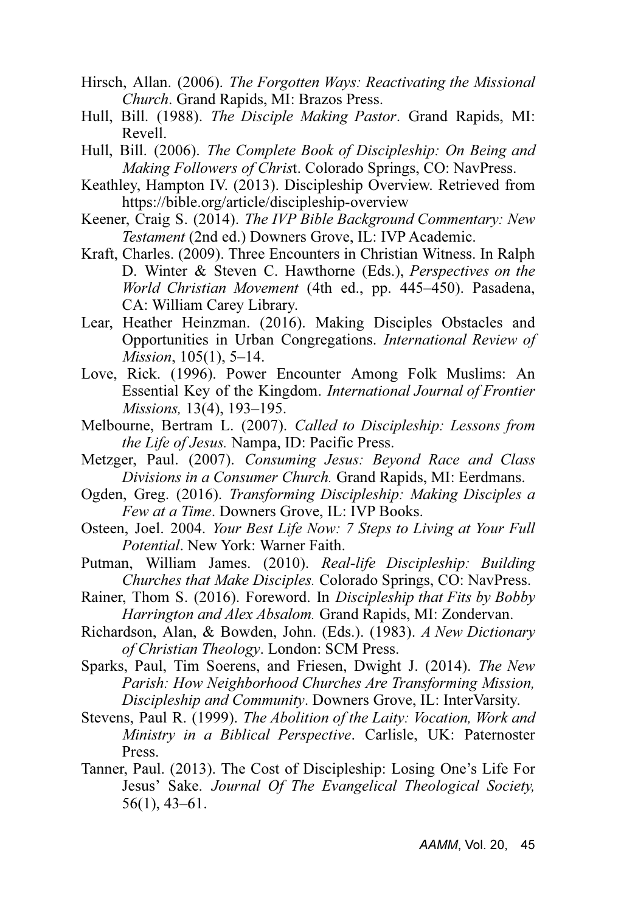Hirsch, Allan. (2006). *The Forgotten Ways: Reactivating the Missional Church*. Grand Rapids, MI: Brazos Press.

Hull, Bill. (1988). *The Disciple Making Pastor*. Grand Rapids, MI: Revell.

Hull, Bill. (2006). *The Complete Book of Discipleship: On Being and Making Followers of Chris*t. Colorado Springs, CO: NavPress.

Keathley, Hampton IV. (2013). Discipleship Overview. Retrieved from https://bible.org/article/discipleship-overview

Keener, Craig S. (2014). *The IVP Bible Background Commentary: New Testament* (2nd ed.) Downers Grove, IL: IVP Academic.

Kraft, Charles. (2009). Three Encounters in Christian Witness. In Ralph D. Winter & Steven C. Hawthorne (Eds.), *Perspectives on the World Christian Movement* (4th ed., pp. 445–450). Pasadena, CA: William Carey Library.

Lear, Heather Heinzman. (2016). Making Disciples Obstacles and Opportunities in Urban Congregations. *International Review of Mission*, 105(1), 5–14.

Love, Rick. (1996). Power Encounter Among Folk Muslims: An Essential Key of the Kingdom. *International Journal of Frontier Missions,* 13(4), 193–195.

Melbourne, Bertram L. (2007). *Called to Discipleship: Lessons from the Life of Jesus.* Nampa, ID: Pacific Press.

Metzger, Paul. (2007). *Consuming Jesus: Beyond Race and Class Divisions in a Consumer Church.* Grand Rapids, MI: Eerdmans.

Ogden, Greg. (2016). *Transforming Discipleship: Making Disciples a Few at a Time*. Downers Grove, IL: IVP Books.

Osteen, Joel. 2004. *Your Best Life Now: 7 Steps to Living at Your Full Potential*. New York: Warner Faith.

Putman, William James. (2010). *Real-life Discipleship: Building Churches that Make Disciples.* Colorado Springs, CO: NavPress.

Rainer, Thom S. (2016). Foreword. In *Discipleship that Fits by Bobby Harrington and Alex Absalom.* Grand Rapids, MI: Zondervan.

Richardson, Alan, & Bowden, John. (Eds.). (1983). *A New Dictionary of Christian Theology*. London: SCM Press.

Sparks, Paul, Tim Soerens, and Friesen, Dwight J. (2014). *The New Parish: How Neighborhood Churches Are Transforming Mission, Discipleship and Community*. Downers Grove, IL: InterVarsity.

Stevens, Paul R. (1999). *The Abolition of the Laity: Vocation, Work and Ministry in a Biblical Perspective*. Carlisle, UK: Paternoster Press.

Tanner, Paul. (2013). The Cost of Discipleship: Losing One's Life For Jesus' Sake. *Journal Of The Evangelical Theological Society,* 56(1), 43–61.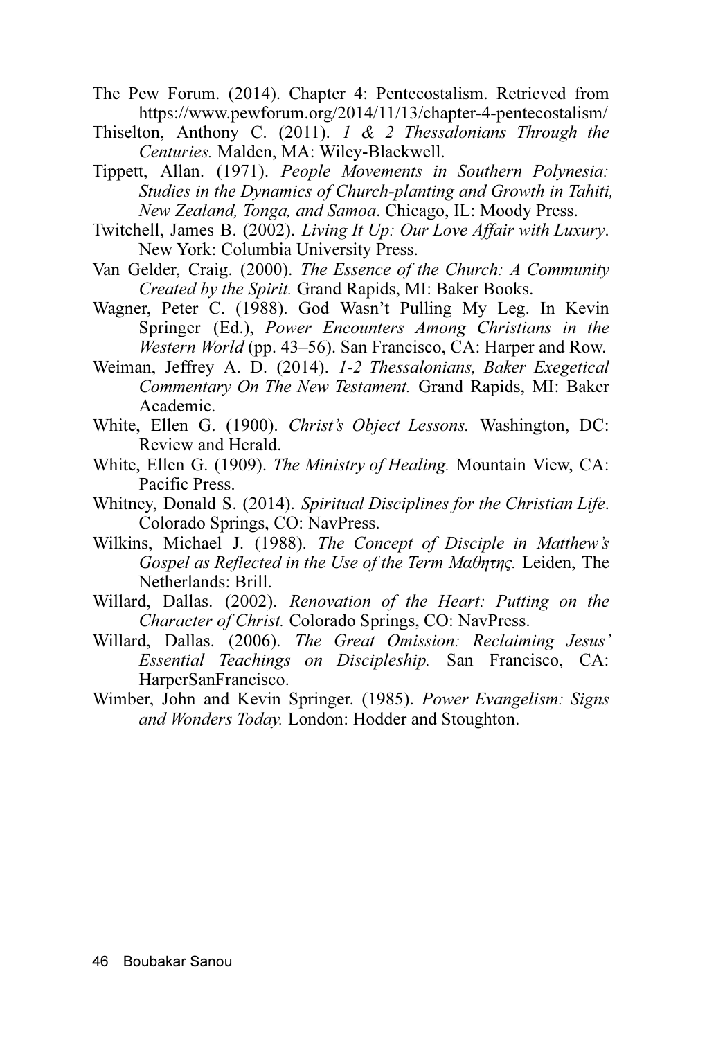The Pew Forum. (2014). Chapter 4: Pentecostalism. Retrieved from https://www.pewforum.org/2014/11/13/chapter-4-pentecostalism/

Thiselton, Anthony C. (2011). *1 & 2 Thessalonians Through the Centuries.* Malden, MA: Wiley-Blackwell.

Tippett, Allan. (1971). *People Movements in Southern Polynesia: Studies in the Dynamics of Church-planting and Growth in Tahiti, New Zealand, Tonga, and Samoa*. Chicago, IL: Moody Press.

Twitchell, James B. (2002). *Living It Up: Our Love Affair with Luxury*. New York: Columbia University Press.

Van Gelder, Craig. (2000). *The Essence of the Church: A Community Created by the Spirit.* Grand Rapids, MI: Baker Books.

Wagner, Peter C. (1988). God Wasn't Pulling My Leg. In Kevin Springer (Ed.), *Power Encounters Among Christians in the Western World* (pp. 43–56). San Francisco, CA: Harper and Row.

Weiman, Jeffrey A. D. (2014). *1-2 Thessalonians, Baker Exegetical Commentary On The New Testament.* Grand Rapids, MI: Baker Academic.

White, Ellen G. (1900). *Christ's Object Lessons.* Washington, DC: Review and Herald.

White, Ellen G. (1909). *The Ministry of Healing.* Mountain View, CA: Pacific Press.

Whitney, Donald S. (2014). *Spiritual Disciplines for the Christian Life*. Colorado Springs, CO: NavPress.

Wilkins, Michael J. (1988). *The Concept of Disciple in Matthew's Gospel as Reflected in the Use of the Term Μαθητης.* Leiden, The Netherlands: Brill.

Willard, Dallas. (2002). *Renovation of the Heart: Putting on the Character of Christ.* Colorado Springs, CO: NavPress.

Willard, Dallas. (2006). *The Great Omission: Reclaiming Jesus' Essential Teachings on Discipleship.* San Francisco, CA: HarperSanFrancisco.

Wimber, John and Kevin Springer. (1985). *Power Evangelism: Signs and Wonders Today.* London: Hodder and Stoughton.